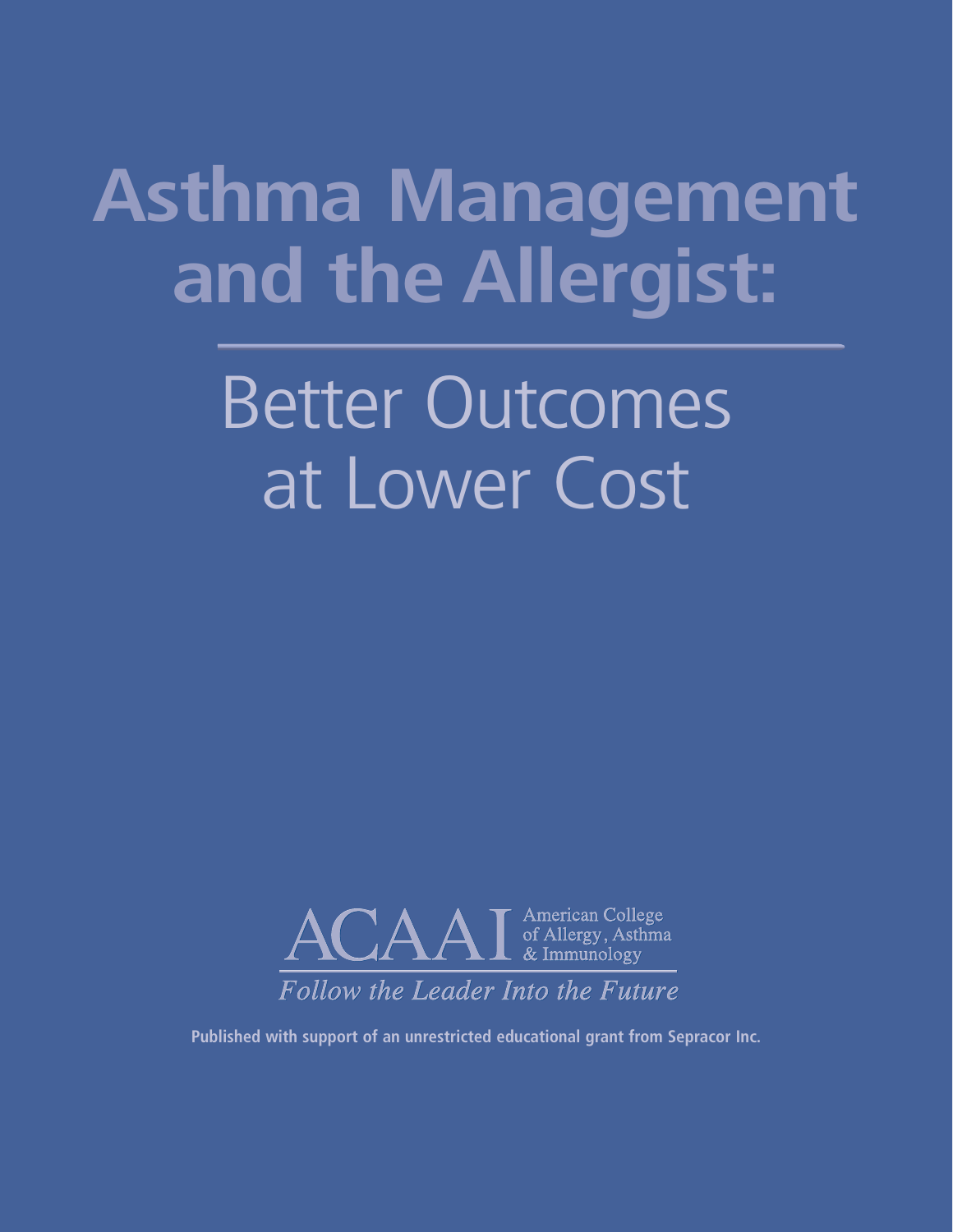# Asthma Management and the Allergist:

## Better Outcomes at Lower Cost

ACAAI American College of Allergy, Asthma & Immunology

*Follow the Leader Into the Future*

**Published with support of an unrestricted educational grant from Sepracor Inc.**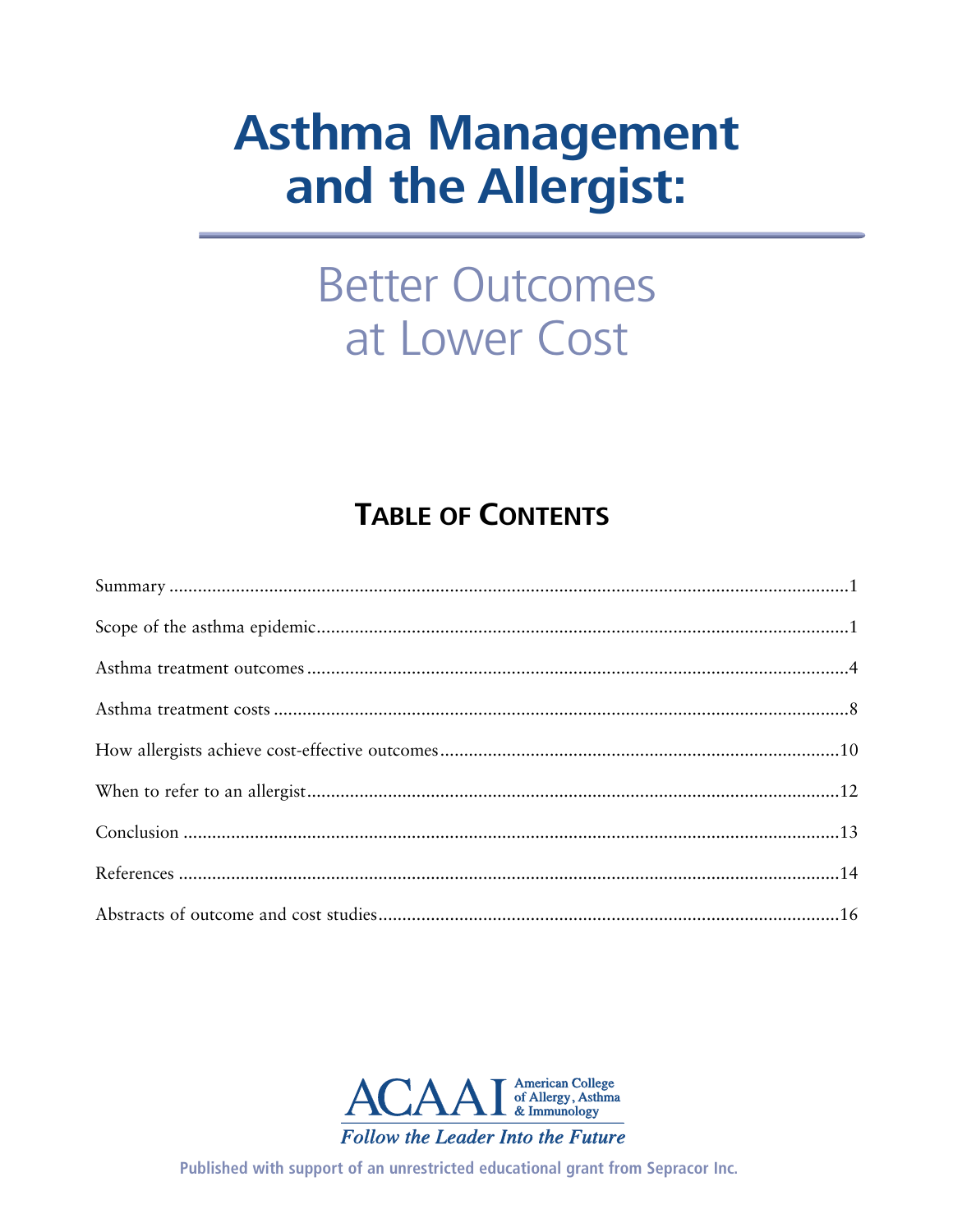# Asthma Management and the Allergist:

## Better Outcomes at Lower Cost

### TABLE OF CONTENTS

Summary ....................................................................................................................................1

Scope of the asthma epidemic.................................................................................................1

Asthma treatment outcomes ...................................................................................................4

Asthma treatment costs ..........................................................................................................8

How allergists achieve cost-effective outcomes......................................................................10

When to refer to an allergist..................................................................................................12

Conclusion ............................................................................................................................13

References .............................................................................................................................14

Abstracts of outcome and cost studies....................................................................................16

ACAI American College of Allergy, Asthma & Immunology

*Follow the Leader Into the Future*

**Published with support of an unrestricted educational grant from Sepracor Inc.**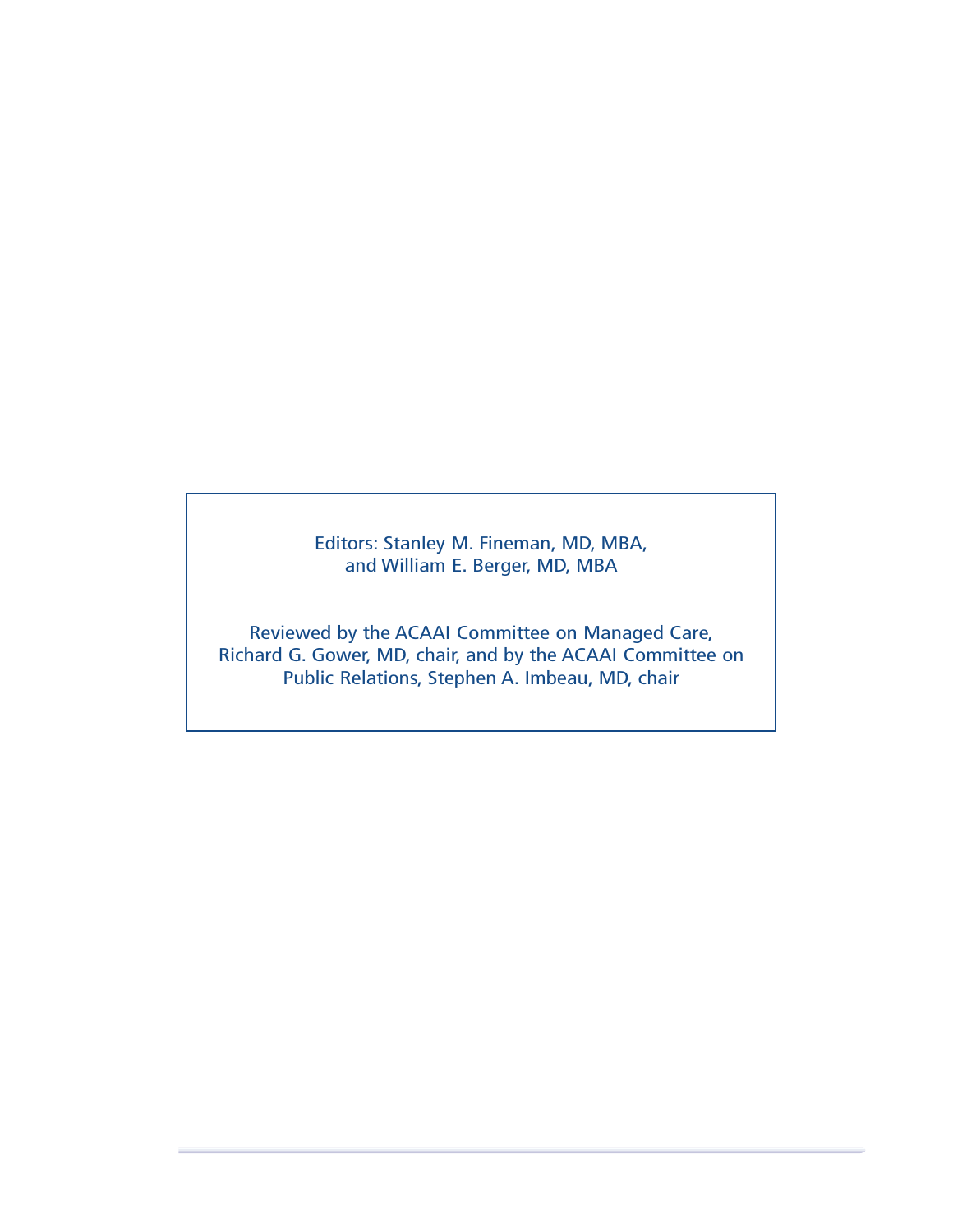Editors: Stanley M. Fineman, MD, MBA, and William E. Berger, MD, MBA

Reviewed by the ACAAI Committee on Managed Care, Richard G. Gower, MD, chair, and by the ACAAI Committee on Public Relations, Stephen A. Imbeau, MD, chair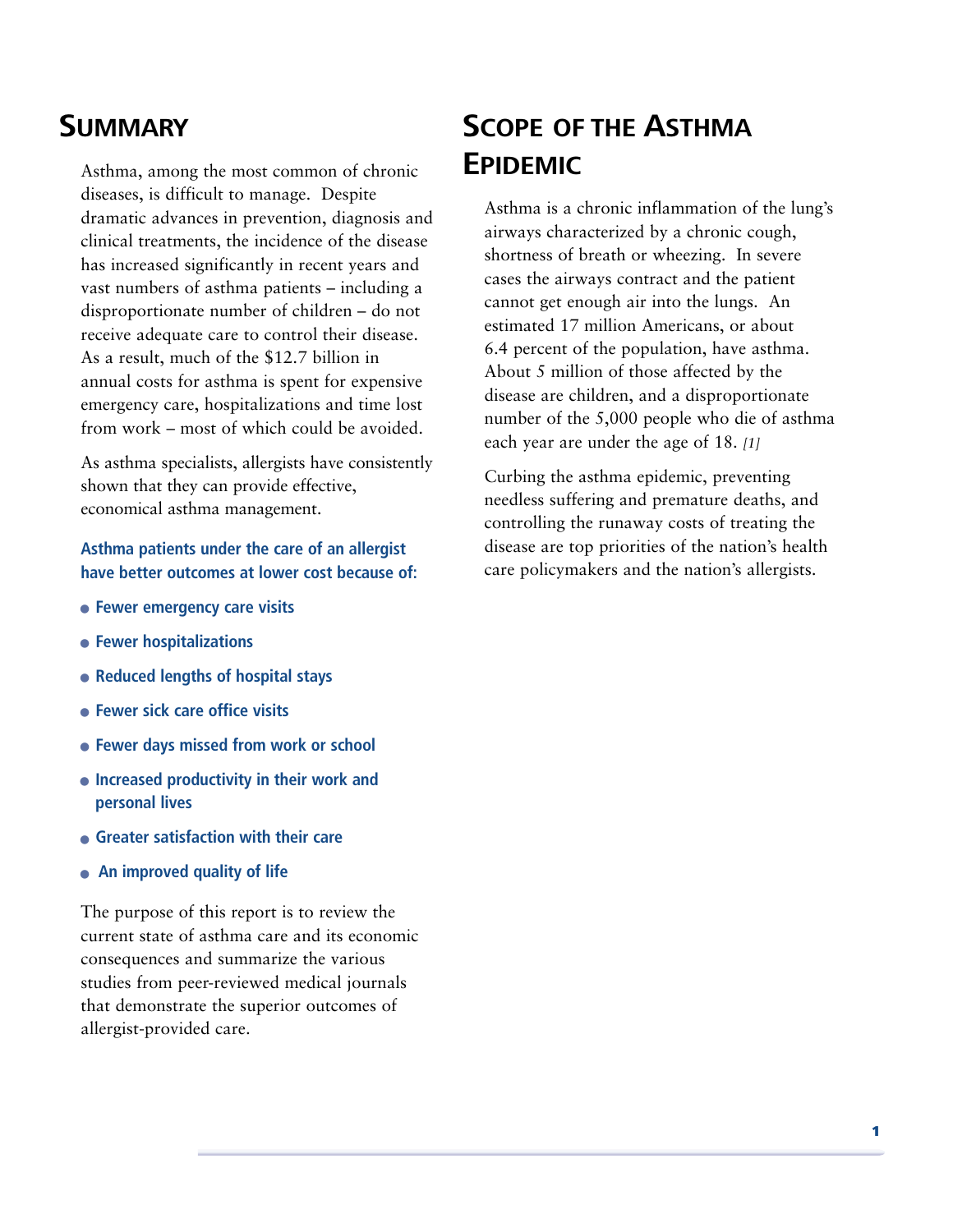## Summary

Asthma, among the most common of chronic diseases, is difficult to manage. Despite dramatic advances in prevention, diagnosis and clinical treatments, the incidence of the disease has increased significantly in recent years and vast numbers of asthma patients – including a disproportionate number of children – do not receive adequate care to control their disease. As a result, much of the $12.7 billion in annual costs for asthma is spent for expensive emergency care, hospitalizations and time lost from work – most of which could be avoided.

As asthma specialists, allergists have consistently shown that they can provide effective, economical asthma management.

**Asthma patients under the care of an allergist have better outcomes at lower cost because of:**

- **Fewer emergency care visits**
- **Fewer hospitalizations**
- **Reduced lengths of hospital stays**
- **Fewer sick care office visits**
- **Fewer days missed from work or school**
- **Increased productivity in their work and personal lives**
- **Greater satisfaction with their care**
- **An improved quality of life**

The purpose of this report is to review the current state of asthma care and its economic consequences and summarize the various studies from peer-reviewed medical journals that demonstrate the superior outcomes of allergist-provided care.

## Scope of the Asthma Epidemic

Asthma is a chronic inflammation of the lung's airways characterized by a chronic cough, shortness of breath or wheezing. In severe cases the airways contract and the patient cannot get enough air into the lungs. An estimated 17 million Americans, or about 6.4 percent of the population, have asthma. About 5 million of those affected by the disease are children, and a disproportionate number of the 5,000 people who die of asthma each year are under the age of 18. *[1]*

Curbing the asthma epidemic, preventing needless suffering and premature deaths, and controlling the runaway costs of treating the disease are top priorities of the nation's health care policymakers and the nation's allergists.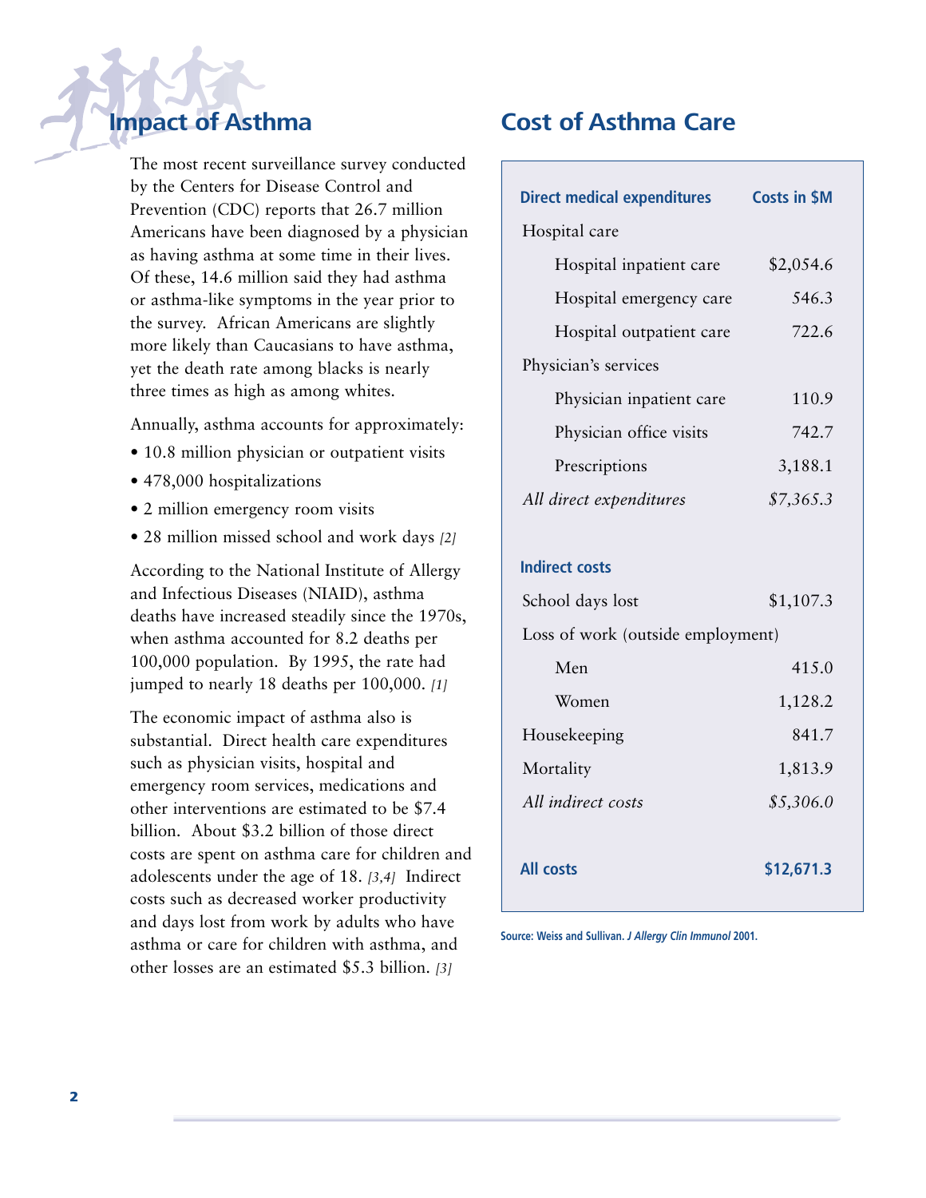## Impact of Asthma

The most recent surveillance survey conducted by the Centers for Disease Control and Prevention (CDC) reports that 26.7 million Americans have been diagnosed by a physician as having asthma at some time in their lives. Of these, 14.6 million said they had asthma or asthma-like symptoms in the year prior to the survey. African Americans are slightly more likely than Caucasians to have asthma, yet the death rate among blacks is nearly three times as high as among whites.

Annually, asthma accounts for approximately:

- 10.8 million physician or outpatient visits
- 478,000 hospitalizations
- 2 million emergency room visits
- 28 million missed school and work days *[2]*

According to the National Institute of Allergy and Infectious Diseases (NIAID), asthma deaths have increased steadily since the 1970s, when asthma accounted for 8.2 deaths per 100,000 population. By 1995, the rate had jumped to nearly 18 deaths per 100,000. *[1]*

The economic impact of asthma also is substantial. Direct health care expenditures such as physician visits, hospital and emergency room services, medications and other interventions are estimated to be $7.4 billion. About $3.2 billion of those direct costs are spent on asthma care for children and adolescents under the age of 18. *[3,4]* Indirect costs such as decreased worker productivity and days lost from work by adults who have asthma or care for children with asthma, and other losses are an estimated $5.3 billion. *[3]*

## Cost of Asthma Care

| **Direct medical expenditures** | **Costs in $M** |
|---|---|
| Hospital care | |
| Hospital inpatient care | $2,054.6 |
| Hospital emergency care | 546.3 |
| Hospital outpatient care | 722.6 |
| Physician's services | |
| Physician inpatient care | 110.9 |
| Physician office visits | 742.7 |
| Prescriptions | 3,188.1 |
| *All direct expenditures* | *$7,365.3* |
| **Indirect costs** | |
| School days lost | $1,107.3 |
| Loss of work (outside employment) | |
| Men | 415.0 |
| Women | 1,128.2 |
| Housekeeping | 841.7 |
| Mortality | 1,813.9 |
| *All indirect costs* | *$5,306.0* |
| **All costs** | **$12,671.3** |

**Source: Weiss and Sullivan. *J Allergy Clin Immunol* 2001.**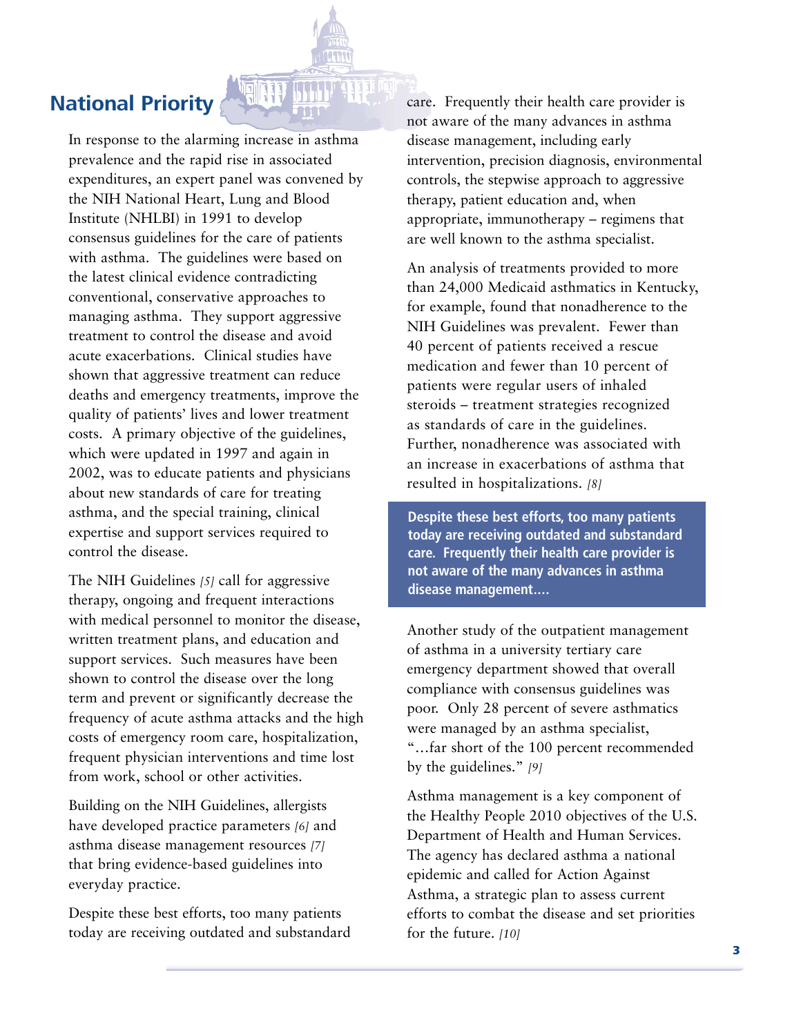## National Priority

In response to the alarming increase in asthma prevalence and the rapid rise in associated expenditures, an expert panel was convened by the NIH National Heart, Lung and Blood Institute (NHLBI) in 1991 to develop consensus guidelines for the care of patients with asthma. The guidelines were based on the latest clinical evidence contradicting conventional, conservative approaches to managing asthma. They support aggressive treatment to control the disease and avoid acute exacerbations. Clinical studies have shown that aggressive treatment can reduce deaths and emergency treatments, improve the quality of patients' lives and lower treatment costs. A primary objective of the guidelines, which were updated in 1997 and again in 2002, was to educate patients and physicians about new standards of care for treating asthma, and the special training, clinical expertise and support services required to control the disease.

The NIH Guidelines *[5]* call for aggressive therapy, ongoing and frequent interactions with medical personnel to monitor the disease, written treatment plans, and education and support services. Such measures have been shown to control the disease over the long term and prevent or significantly decrease the frequency of acute asthma attacks and the high costs of emergency room care, hospitalization, frequent physician interventions and time lost from work, school or other activities.

Building on the NIH Guidelines, allergists have developed practice parameters *[6]* and asthma disease management resources *[7]* that bring evidence-based guidelines into everyday practice.

Despite these best efforts, too many patients today are receiving outdated and substandard care. Frequently their health care provider is not aware of the many advances in asthma disease management, including early intervention, precision diagnosis, environmental controls, the stepwise approach to aggressive therapy, patient education and, when appropriate, immunotherapy – regimens that are well known to the asthma specialist.

An analysis of treatments provided to more than 24,000 Medicaid asthmatics in Kentucky, for example, found that nonadherence to the NIH Guidelines was prevalent. Fewer than 40 percent of patients received a rescue medication and fewer than 10 percent of patients were regular users of inhaled steroids – treatment strategies recognized as standards of care in the guidelines. Further, nonadherence was associated with an increase in exacerbations of asthma that resulted in hospitalizations. *[8]*

**Despite these best efforts, too many patients today are receiving outdated and substandard care. Frequently their health care provider is not aware of the many advances in asthma disease management....**

Another study of the outpatient management of asthma in a university tertiary care emergency department showed that overall compliance with consensus guidelines was poor. Only 28 percent of severe asthmatics were managed by an asthma specialist, "...far short of the 100 percent recommended by the guidelines." *[9]*

Asthma management is a key component of the Healthy People 2010 objectives of the U.S. Department of Health and Human Services. The agency has declared asthma a national epidemic and called for Action Against Asthma, a strategic plan to assess current efforts to combat the disease and set priorities for the future. *[10]*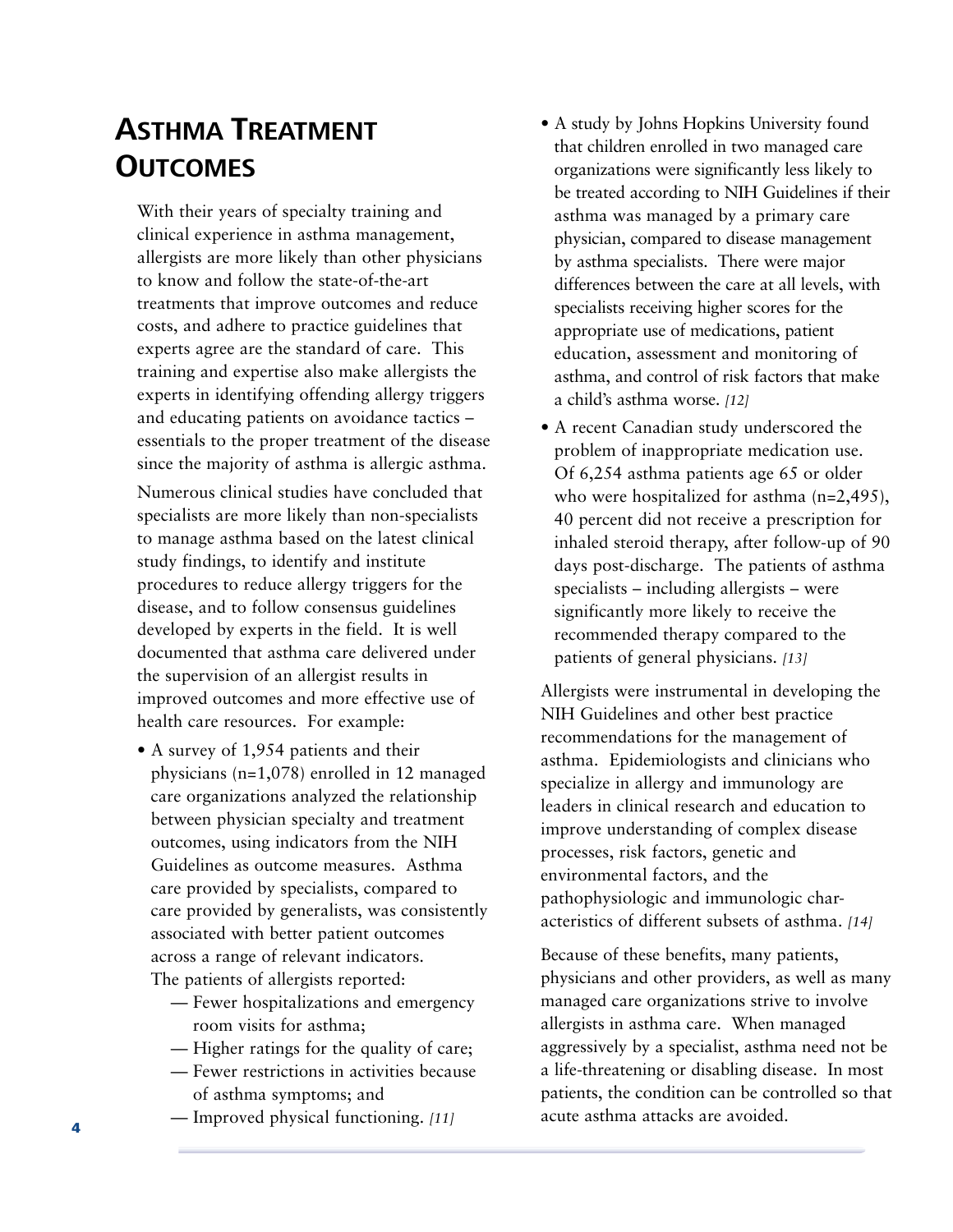# ASTHMA TREATMENT OUTCOMES

With their years of specialty training and clinical experience in asthma management, allergists are more likely than other physicians to know and follow the state-of-the-art treatments that improve outcomes and reduce costs, and adhere to practice guidelines that experts agree are the standard of care. This training and expertise also make allergists the experts in identifying offending allergy triggers and educating patients on avoidance tactics – essentials to the proper treatment of the disease since the majority of asthma is allergic asthma.

Numerous clinical studies have concluded that specialists are more likely than non-specialists to manage asthma based on the latest clinical study findings, to identify and institute procedures to reduce allergy triggers for the disease, and to follow consensus guidelines developed by experts in the field. It is well documented that asthma care delivered under the supervision of an allergist results in improved outcomes and more effective use of health care resources. For example:

- A survey of 1,954 patients and their physicians (n=1,078) enrolled in 12 managed care organizations analyzed the relationship between physician specialty and treatment outcomes, using indicators from the NIH Guidelines as outcome measures. Asthma care provided by specialists, compared to care provided by generalists, was consistently associated with better patient outcomes across a range of relevant indicators. The patients of allergists reported:
  - Fewer hospitalizations and emergency room visits for asthma;
  - Higher ratings for the quality of care;
  - Fewer restrictions in activities because of asthma symptoms; and
  - Improved physical functioning. *[11]*
- A study by Johns Hopkins University found that children enrolled in two managed care organizations were significantly less likely to be treated according to NIH Guidelines if their asthma was managed by a primary care physician, compared to disease management by asthma specialists. There were major differences between the care at all levels, with specialists receiving higher scores for the appropriate use of medications, patient education, assessment and monitoring of asthma, and control of risk factors that make a child's asthma worse. *[12]*
- A recent Canadian study underscored the problem of inappropriate medication use. Of 6,254 asthma patients age 65 or older who were hospitalized for asthma (n=2,495), 40 percent did not receive a prescription for inhaled steroid therapy, after follow-up of 90 days post-discharge. The patients of asthma specialists – including allergists – were significantly more likely to receive the recommended therapy compared to the patients of general physicians. *[13]*

Allergists were instrumental in developing the NIH Guidelines and other best practice recommendations for the management of asthma. Epidemiologists and clinicians who specialize in allergy and immunology are leaders in clinical research and education to improve understanding of complex disease processes, risk factors, genetic and environmental factors, and the pathophysiologic and immunologic characteristics of different subsets of asthma. *[14]*

Because of these benefits, many patients, physicians and other providers, as well as many managed care organizations strive to involve allergists in asthma care. When managed aggressively by a specialist, asthma need not be a life-threatening or disabling disease. In most patients, the condition can be controlled so that acute asthma attacks are avoided.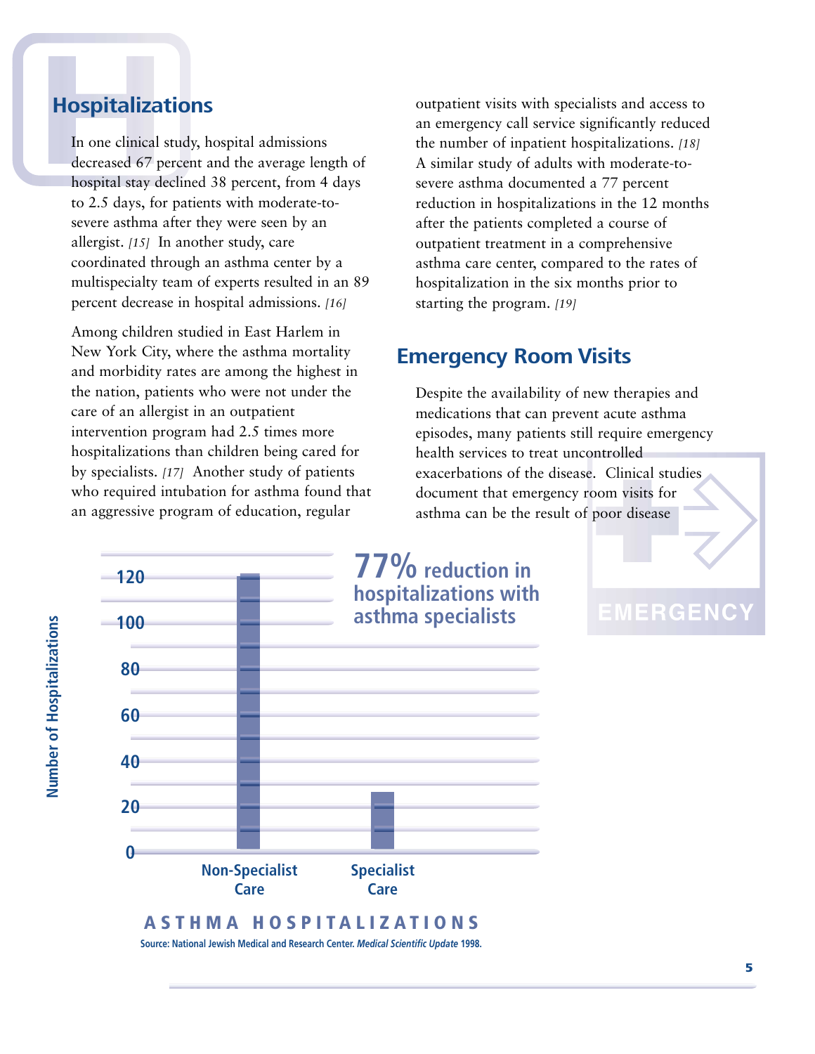## Hospitalizations

In one clinical study, hospital admissions decreased 67 percent and the average length of hospital stay declined 38 percent, from 4 days to 2.5 days, for patients with moderate-to-severe asthma after they were seen by an allergist. *[15]* In another study, care coordinated through an asthma center by a multispecialty team of experts resulted in an 89 percent decrease in hospital admissions. *[16]*

Among children studied in East Harlem in New York City, where the asthma mortality and morbidity rates are among the highest in the nation, patients who were not under the care of an allergist in an outpatient intervention program had 2.5 times more hospitalizations than children being cared for by specialists. *[17]* Another study of patients who required intubation for asthma found that an aggressive program of education, regular outpatient visits with specialists and access to an emergency call service significantly reduced the number of inpatient hospitalizations. *[18]* A similar study of adults with moderate-to-severe asthma documented a 77 percent reduction in hospitalizations in the 12 months after the patients completed a course of outpatient treatment in a comprehensive asthma care center, compared to the rates of hospitalization in the six months prior to starting the program. *[19]*

## Emergency Room Visits

Despite the availability of new therapies and medications that can prevent acute asthma episodes, many patients still require emergency health services to treat uncontrolled exacerbations of the disease. Clinical studies document that emergency room visits for asthma can be the result of poor disease

**77% reduction in hospitalizations with asthma specialists**

| | Number of Hospitalizations |
|---|---|
| Non-Specialist Care | ~120 |
| Specialist Care | ~27 |

**ASTHMA HOSPITALIZATIONS**

Source: National Jewish Medical and Research Center. *Medical Scientific Update* 1998.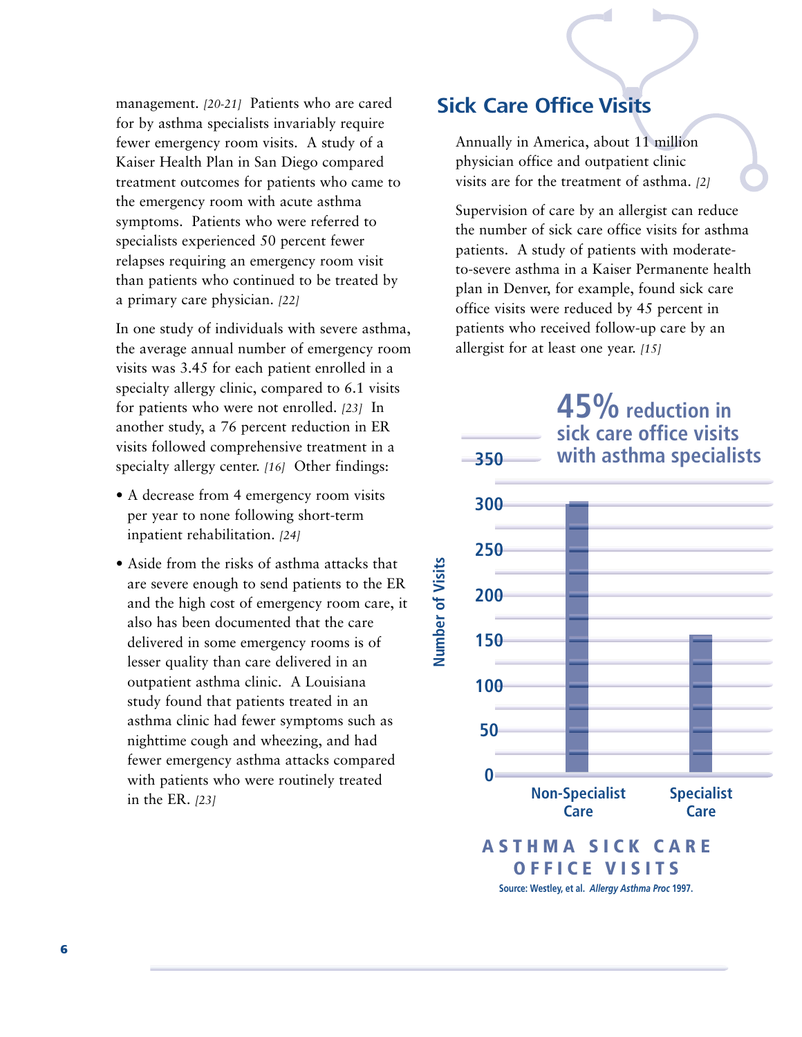management. *[20-21]* Patients who are cared for by asthma specialists invariably require fewer emergency room visits. A study of a Kaiser Health Plan in San Diego compared treatment outcomes for patients who came to the emergency room with acute asthma symptoms. Patients who were referred to specialists experienced 50 percent fewer relapses requiring an emergency room visit than patients who continued to be treated by a primary care physician. *[22]*

In one study of individuals with severe asthma, the average annual number of emergency room visits was 3.45 for each patient enrolled in a specialty allergy clinic, compared to 6.1 visits for patients who were not enrolled. *[23]* In another study, a 76 percent reduction in ER visits followed comprehensive treatment in a specialty allergy center. *[16]* Other findings:

- A decrease from 4 emergency room visits per year to none following short-term inpatient rehabilitation. *[24]*
- Aside from the risks of asthma attacks that are severe enough to send patients to the ER and the high cost of emergency room care, it also has been documented that the care delivered in some emergency rooms is of lesser quality than care delivered in an outpatient asthma clinic. A Louisiana study found that patients treated in an asthma clinic had fewer symptoms such as nighttime cough and wheezing, and had fewer emergency asthma attacks compared with patients who were routinely treated in the ER. *[23]*

## Sick Care Office Visits

Annually in America, about 11 million physician office and outpatient clinic visits are for the treatment of asthma. *[2]*

Supervision of care by an allergist can reduce the number of sick care office visits for asthma patients. A study of patients with moderate-to-severe asthma in a Kaiser Permanente health plan in Denver, for example, found sick care office visits were reduced by 45 percent in patients who received follow-up care by an allergist for at least one year. *[15]*

**45% reduction in sick care office visits with asthma specialists**

| | Number of Visits |
|---|---|
| Non-Specialist Care | ~300 |
| Specialist Care | ~155 |

**ASTHMA SICK CARE OFFICE VISITS**

Source: Westley, et al. *Allergy Asthma Proc* 1997.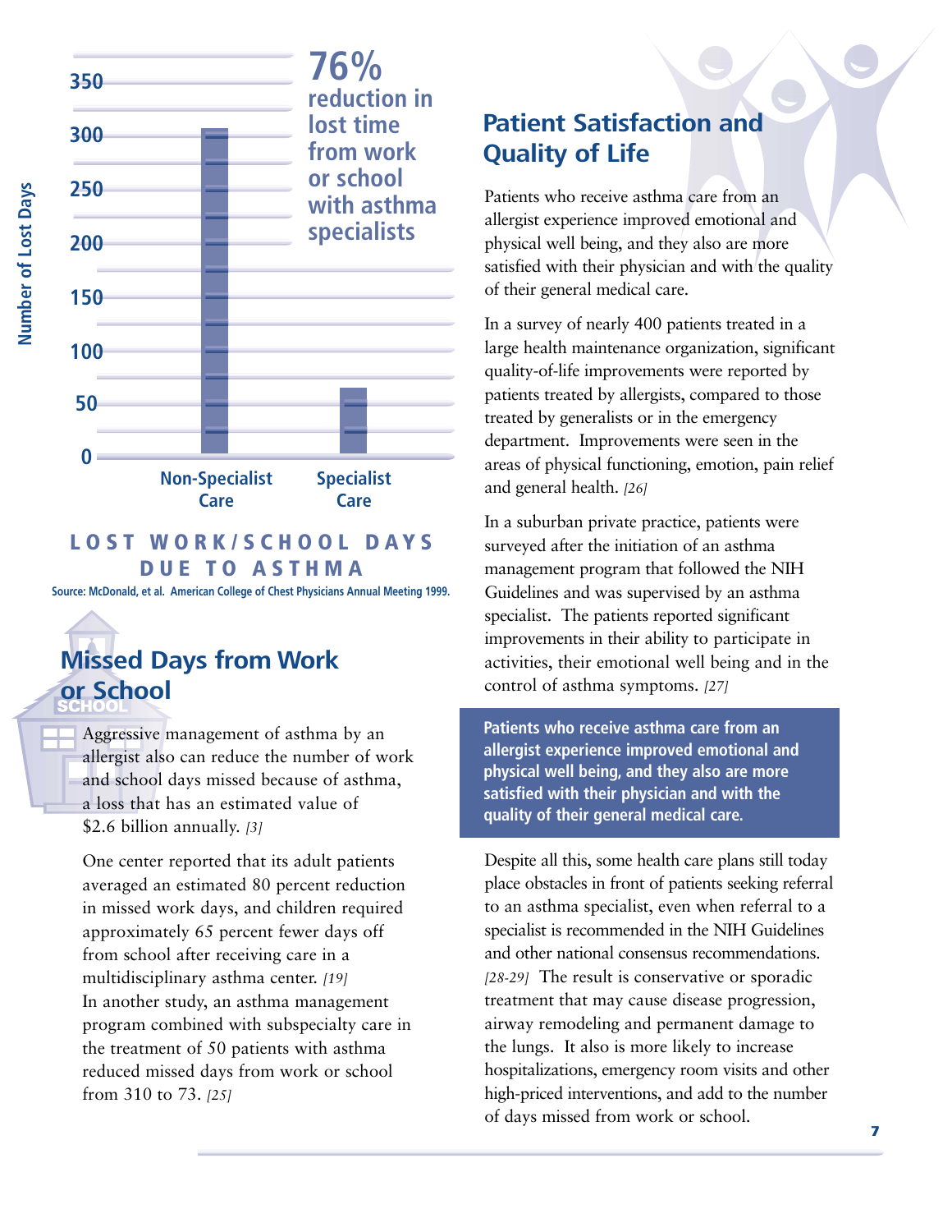76% reduction in lost time from work or school with asthma specialists

Number of Lost Days: Non-Specialist Care ~310; Specialist Care ~67 (axis 0–350)

**LOST WORK/SCHOOL DAYS DUE TO ASTHMA**

Source: McDonald, et al. American College of Chest Physicians Annual Meeting 1999.

## Missed Days from Work or School

Aggressive management of asthma by an allergist also can reduce the number of work and school days missed because of asthma, a loss that has an estimated value of $2.6 billion annually. *[3]*

One center reported that its adult patients averaged an estimated 80 percent reduction in missed work days, and children required approximately 65 percent fewer days off from school after receiving care in a multidisciplinary asthma center. *[19]* In another study, an asthma management program combined with subspecialty care in the treatment of 50 patients with asthma reduced missed days from work or school from 310 to 73. *[25]*

## Patient Satisfaction and Quality of Life

Patients who receive asthma care from an allergist experience improved emotional and physical well being, and they also are more satisfied with their physician and with the quality of their general medical care.

In a survey of nearly 400 patients treated in a large health maintenance organization, significant quality-of-life improvements were reported by patients treated by allergists, compared to those treated by generalists or in the emergency department. Improvements were seen in the areas of physical functioning, emotion, pain relief and general health. *[26]*

In a suburban private practice, patients were surveyed after the initiation of an asthma management program that followed the NIH Guidelines and was supervised by an asthma specialist. The patients reported significant improvements in their ability to participate in activities, their emotional well being and in the control of asthma symptoms. *[27]*

**Patients who receive asthma care from an allergist experience improved emotional and physical well being, and they also are more satisfied with their physician and with the quality of their general medical care.**

Despite all this, some health care plans still today place obstacles in front of patients seeking referral to an asthma specialist, even when referral to a specialist is recommended in the NIH Guidelines and other national consensus recommendations. *[28-29]* The result is conservative or sporadic treatment that may cause disease progression, airway remodeling and permanent damage to the lungs. It also is more likely to increase hospitalizations, emergency room visits and other high-priced interventions, and add to the number of days missed from work or school.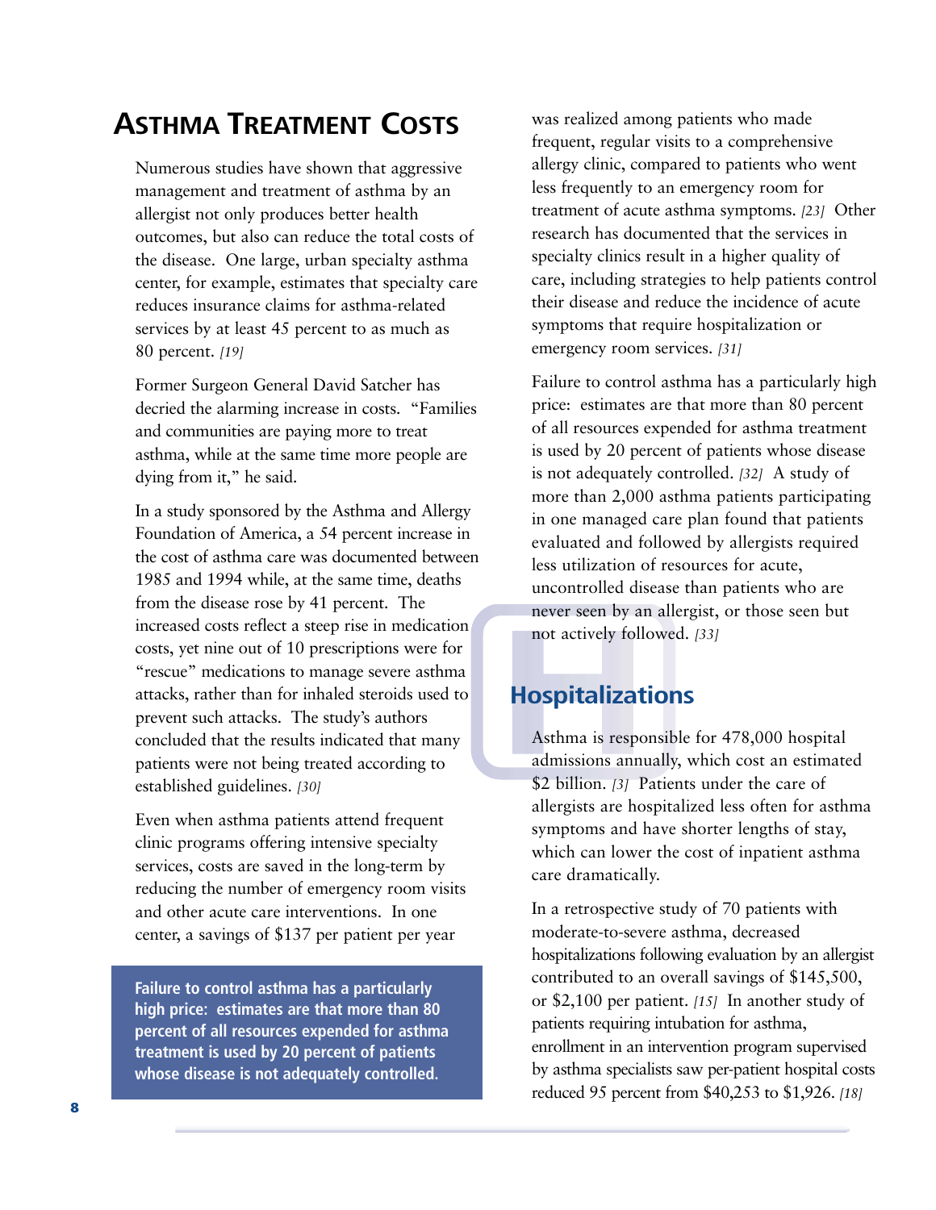# Asthma Treatment Costs

Numerous studies have shown that aggressive management and treatment of asthma by an allergist not only produces better health outcomes, but also can reduce the total costs of the disease. One large, urban specialty asthma center, for example, estimates that specialty care reduces insurance claims for asthma-related services by at least 45 percent to as much as 80 percent. *[19]*

Former Surgeon General David Satcher has decried the alarming increase in costs. "Families and communities are paying more to treat asthma, while at the same time more people are dying from it," he said.

In a study sponsored by the Asthma and Allergy Foundation of America, a 54 percent increase in the cost of asthma care was documented between 1985 and 1994 while, at the same time, deaths from the disease rose by 41 percent. The increased costs reflect a steep rise in medication costs, yet nine out of 10 prescriptions were for "rescue" medications to manage severe asthma attacks, rather than for inhaled steroids used to prevent such attacks. The study's authors concluded that the results indicated that many patients were not being treated according to established guidelines. *[30]*

Even when asthma patients attend frequent clinic programs offering intensive specialty services, costs are saved in the long-term by reducing the number of emergency room visits and other acute care interventions. In one center, a savings of $137 per patient per year was realized among patients who made frequent, regular visits to a comprehensive allergy clinic, compared to patients who went less frequently to an emergency room for treatment of acute asthma symptoms. *[23]* Other research has documented that the services in specialty clinics result in a higher quality of care, including strategies to help patients control their disease and reduce the incidence of acute symptoms that require hospitalization or emergency room services. *[31]*

**Failure to control asthma has a particularly high price: estimates are that more than 80 percent of all resources expended for asthma treatment is used by 20 percent of patients whose disease is not adequately controlled.**

Failure to control asthma has a particularly high price: estimates are that more than 80 percent of all resources expended for asthma treatment is used by 20 percent of patients whose disease is not adequately controlled. *[32]* A study of more than 2,000 asthma patients participating in one managed care plan found that patients evaluated and followed by allergists required less utilization of resources for acute, uncontrolled disease than patients who are never seen by an allergist, or those seen but not actively followed. *[33]*

## Hospitalizations

Asthma is responsible for 478,000 hospital admissions annually, which cost an estimated $2 billion. *[3]* Patients under the care of allergists are hospitalized less often for asthma symptoms and have shorter lengths of stay, which can lower the cost of inpatient asthma care dramatically.

In a retrospective study of 70 patients with moderate-to-severe asthma, decreased hospitalizations following evaluation by an allergist contributed to an overall savings of $145,500, or $2,100 per patient. *[15]* In another study of patients requiring intubation for asthma, enrollment in an intervention program supervised by asthma specialists saw per-patient hospital costs reduced 95 percent from $40,253 to $1,926. *[18]*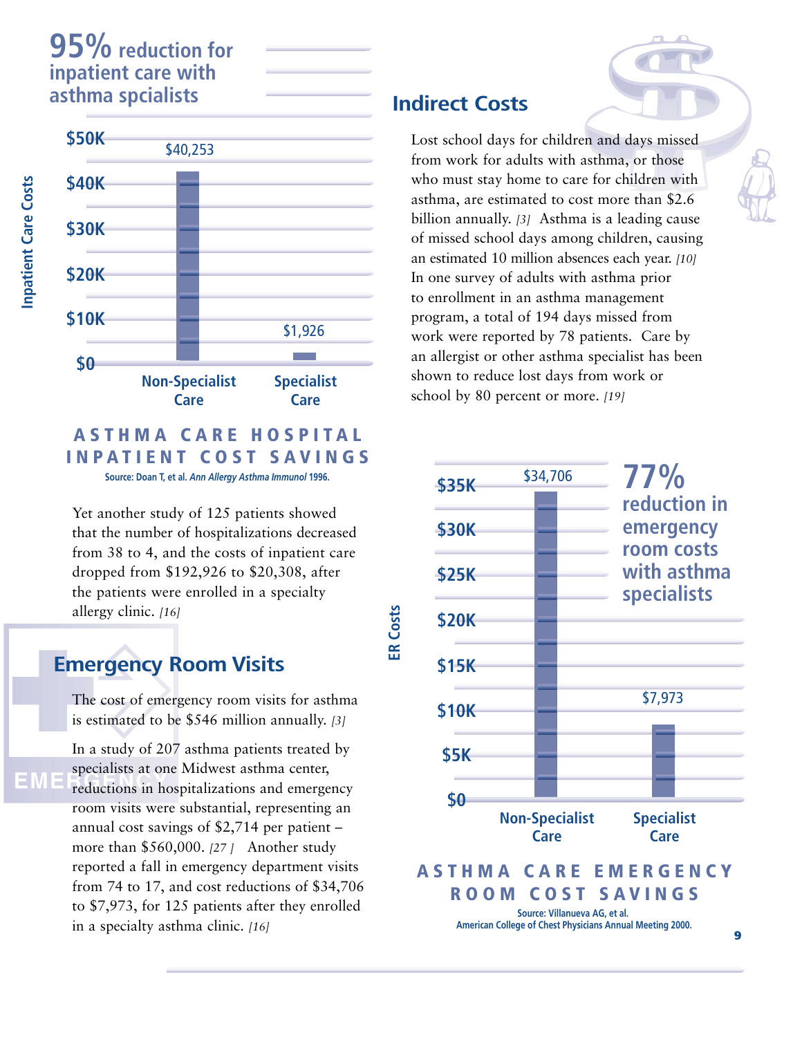## 95% reduction for inpatient care with asthma spcialists

| Inpatient Care Costs | Non-Specialist Care | Specialist Care |
|---|---|---|
| | $40,253 | $1,926 |

**ASTHMA CARE HOSPITAL INPATIENT COST SAVINGS**

Source: Doan T, et al. *Ann Allergy Asthma Immunol* 1996.

Yet another study of 125 patients showed that the number of hospitalizations decreased from 38 to 4, and the costs of inpatient care dropped from $192,926 to $20,308, after the patients were enrolled in a specialty allergy clinic. *[16]*

## Emergency Room Visits

The cost of emergency room visits for asthma is estimated to be $546 million annually. *[3]*

In a study of 207 asthma patients treated by specialists at one Midwest asthma center, reductions in hospitalizations and emergency room visits were substantial, representing an annual cost savings of $2,714 per patient – more than $560,000. *[27]* Another study reported a fall in emergency department visits from 74 to 17, and cost reductions of $34,706 to $7,973, for 125 patients after they enrolled in a specialty asthma clinic. *[16]*

## Indirect Costs

Lost school days for children and days missed from work for adults with asthma, or those who must stay home to care for children with asthma, are estimated to cost more than $2.6 billion annually. *[3]* Asthma is a leading cause of missed school days among children, causing an estimated 10 million absences each year. *[10]* In one survey of adults with asthma prior to enrollment in an asthma management program, a total of 194 days missed from work were reported by 78 patients. Care by an allergist or other asthma specialist has been shown to reduce lost days from work or school by 80 percent or more. *[19]*

## 77% reduction in emergency room costs with asthma specialists

| ER Costs | Non-Specialist Care | Specialist Care |
|---|---|---|
| | $34,706 | $7,973 |

**ASTHMA CARE EMERGENCY ROOM COST SAVINGS**

Source: Villanueva AG, et al. American College of Chest Physicians Annual Meeting 2000.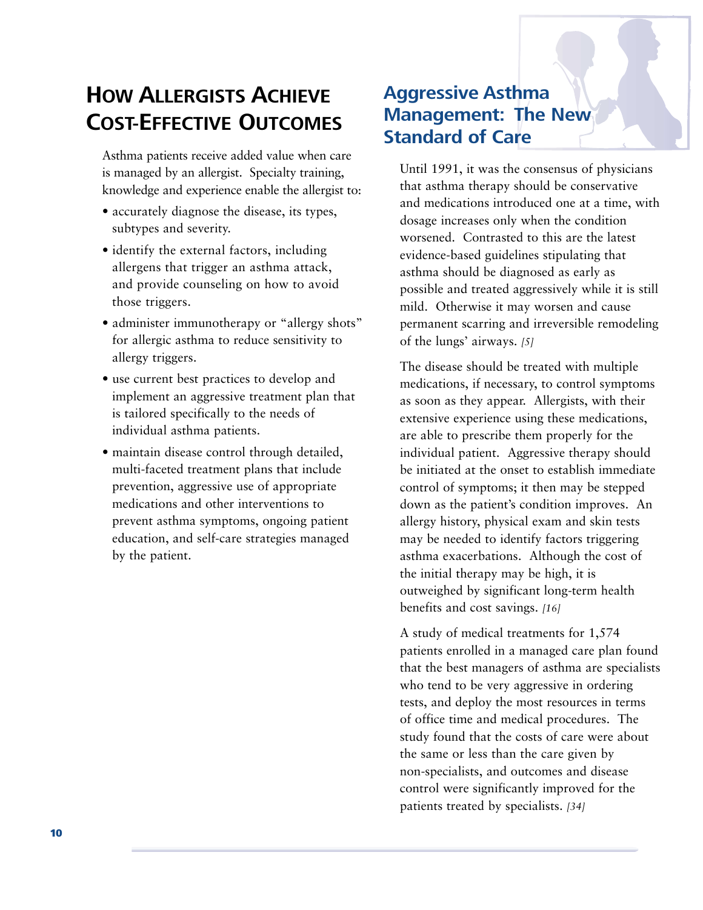## How Allergists Achieve Cost-Effective Outcomes

Asthma patients receive added value when care is managed by an allergist. Specialty training, knowledge and experience enable the allergist to:

- accurately diagnose the disease, its types, subtypes and severity.
- identify the external factors, including allergens that trigger an asthma attack, and provide counseling on how to avoid those triggers.
- administer immunotherapy or "allergy shots" for allergic asthma to reduce sensitivity to allergy triggers.
- use current best practices to develop and implement an aggressive treatment plan that is tailored specifically to the needs of individual asthma patients.
- maintain disease control through detailed, multi-faceted treatment plans that include prevention, aggressive use of appropriate medications and other interventions to prevent asthma symptoms, ongoing patient education, and self-care strategies managed by the patient.

### Aggressive Asthma Management: The New Standard of Care

Until 1991, it was the consensus of physicians that asthma therapy should be conservative and medications introduced one at a time, with dosage increases only when the condition worsened. Contrasted to this are the latest evidence-based guidelines stipulating that asthma should be diagnosed as early as possible and treated aggressively while it is still mild. Otherwise it may worsen and cause permanent scarring and irreversible remodeling of the lungs' airways. *[5]*

The disease should be treated with multiple medications, if necessary, to control symptoms as soon as they appear. Allergists, with their extensive experience using these medications, are able to prescribe them properly for the individual patient. Aggressive therapy should be initiated at the onset to establish immediate control of symptoms; it then may be stepped down as the patient's condition improves. An allergy history, physical exam and skin tests may be needed to identify factors triggering asthma exacerbations. Although the cost of the initial therapy may be high, it is outweighed by significant long-term health benefits and cost savings. *[16]*

A study of medical treatments for 1,574 patients enrolled in a managed care plan found that the best managers of asthma are specialists who tend to be very aggressive in ordering tests, and deploy the most resources in terms of office time and medical procedures. The study found that the costs of care were about the same or less than the care given by non-specialists, and outcomes and disease control were significantly improved for the patients treated by specialists. *[34]*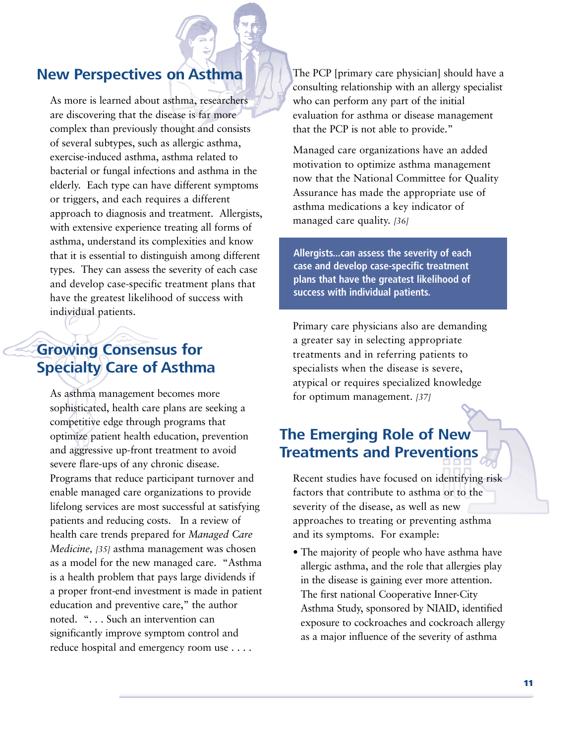## New Perspectives on Asthma

As more is learned about asthma, researchers are discovering that the disease is far more complex than previously thought and consists of several subtypes, such as allergic asthma, exercise-induced asthma, asthma related to bacterial or fungal infections and asthma in the elderly. Each type can have different symptoms or triggers, and each requires a different approach to diagnosis and treatment. Allergists, with extensive experience treating all forms of asthma, understand its complexities and know that it is essential to distinguish among different types. They can assess the severity of each case and develop case-specific treatment plans that have the greatest likelihood of success with individual patients.

## Growing Consensus for Specialty Care of Asthma

As asthma management becomes more sophisticated, health care plans are seeking a competitive edge through programs that optimize patient health education, prevention and aggressive up-front treatment to avoid severe flare-ups of any chronic disease. Programs that reduce participant turnover and enable managed care organizations to provide lifelong services are most successful at satisfying patients and reducing costs. In a review of health care trends prepared for *Managed Care Medicine*, *[35]* asthma management was chosen as a model for the new managed care. "Asthma is a health problem that pays large dividends if a proper front-end investment is made in patient education and preventive care," the author noted. ". . . Such an intervention can significantly improve symptom control and reduce hospital and emergency room use . . . . The PCP [primary care physician] should have a consulting relationship with an allergy specialist who can perform any part of the initial evaluation for asthma or disease management that the PCP is not able to provide."

Managed care organizations have an added motivation to optimize asthma management now that the National Committee for Quality Assurance has made the appropriate use of asthma medications a key indicator of managed care quality. *[36]*

> **Allergists...can assess the severity of each case and develop case-specific treatment plans that have the greatest likelihood of success with individual patients.**

Primary care physicians also are demanding a greater say in selecting appropriate treatments and in referring patients to specialists when the disease is severe, atypical or requires specialized knowledge for optimum management. *[37]*

## The Emerging Role of New Treatments and Preventions

Recent studies have focused on identifying risk factors that contribute to asthma or to the severity of the disease, as well as new approaches to treating or preventing asthma and its symptoms. For example:

- The majority of people who have asthma have allergic asthma, and the role that allergies play in the disease is gaining ever more attention. The first national Cooperative Inner-City Asthma Study, sponsored by NIAID, identified exposure to cockroaches and cockroach allergy as a major influence of the severity of asthma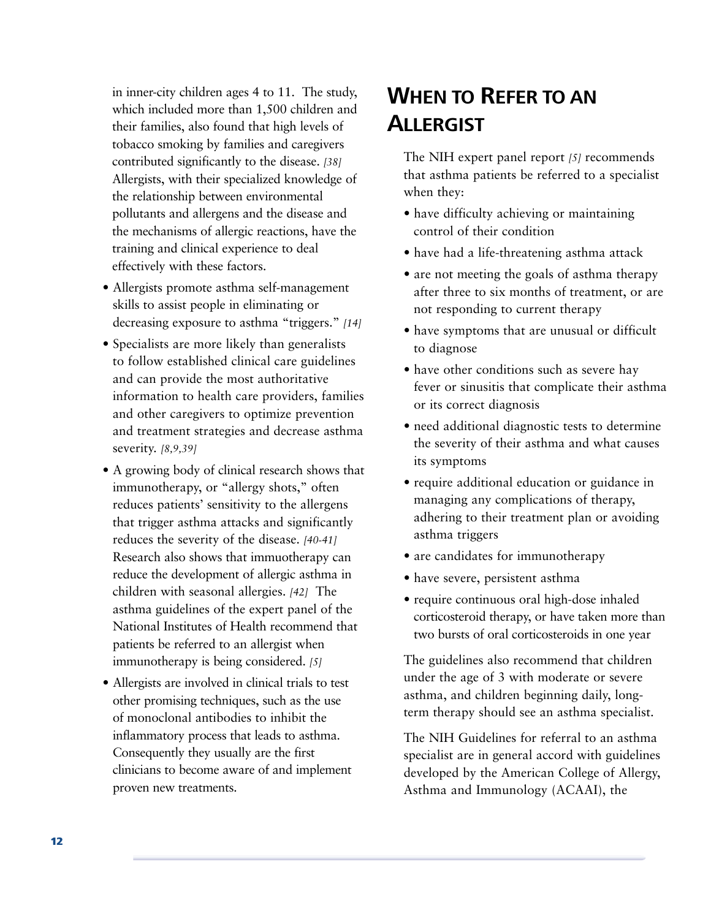in inner-city children ages 4 to 11. The study, which included more than 1,500 children and their families, also found that high levels of tobacco smoking by families and caregivers contributed significantly to the disease. *[38]* Allergists, with their specialized knowledge of the relationship between environmental pollutants and allergens and the disease and the mechanisms of allergic reactions, have the training and clinical experience to deal effectively with these factors.

- Allergists promote asthma self-management skills to assist people in eliminating or decreasing exposure to asthma "triggers." *[14]*
- Specialists are more likely than generalists to follow established clinical care guidelines and can provide the most authoritative information to health care providers, families and other caregivers to optimize prevention and treatment strategies and decrease asthma severity. *[8,9,39]*
- A growing body of clinical research shows that immunotherapy, or "allergy shots," often reduces patients' sensitivity to the allergens that trigger asthma attacks and significantly reduces the severity of the disease. *[40-41]* Research also shows that immuotherapy can reduce the development of allergic asthma in children with seasonal allergies. *[42]* The asthma guidelines of the expert panel of the National Institutes of Health recommend that patients be referred to an allergist when immunotherapy is being considered. *[5]*
- Allergists are involved in clinical trials to test other promising techniques, such as the use of monoclonal antibodies to inhibit the inflammatory process that leads to asthma. Consequently they usually are the first clinicians to become aware of and implement proven new treatments.

## When to Refer to an Allergist

The NIH expert panel report *[5]* recommends that asthma patients be referred to a specialist when they:

- have difficulty achieving or maintaining control of their condition
- have had a life-threatening asthma attack
- are not meeting the goals of asthma therapy after three to six months of treatment, or are not responding to current therapy
- have symptoms that are unusual or difficult to diagnose
- have other conditions such as severe hay fever or sinusitis that complicate their asthma or its correct diagnosis
- need additional diagnostic tests to determine the severity of their asthma and what causes its symptoms
- require additional education or guidance in managing any complications of therapy, adhering to their treatment plan or avoiding asthma triggers
- are candidates for immunotherapy
- have severe, persistent asthma
- require continuous oral high-dose inhaled corticosteroid therapy, or have taken more than two bursts of oral corticosteroids in one year

The guidelines also recommend that children under the age of 3 with moderate or severe asthma, and children beginning daily, long-term therapy should see an asthma specialist.

The NIH Guidelines for referral to an asthma specialist are in general accord with guidelines developed by the American College of Allergy, Asthma and Immunology (ACAAI), the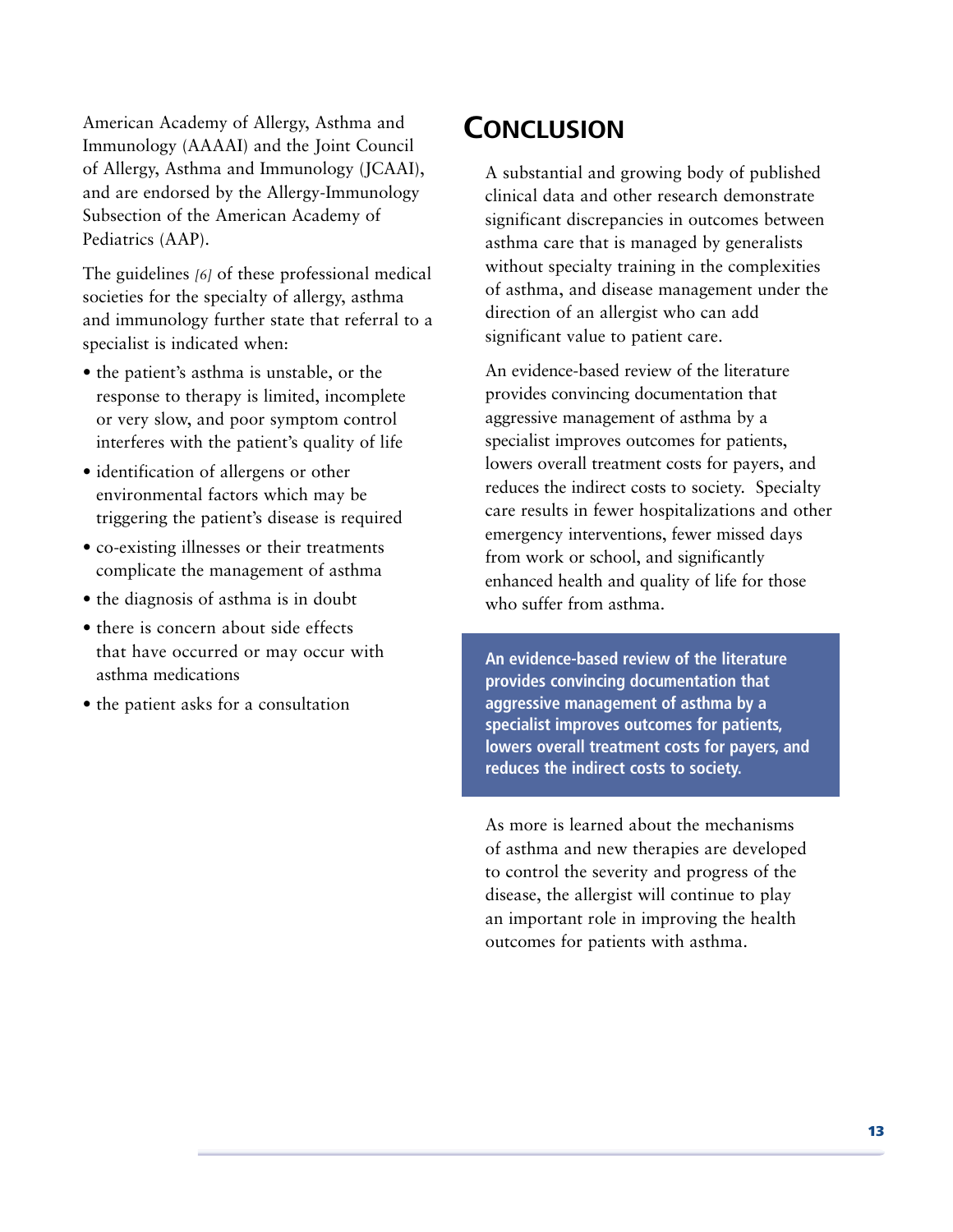American Academy of Allergy, Asthma and Immunology (AAAAI) and the Joint Council of Allergy, Asthma and Immunology (JCAAI), and are endorsed by the Allergy-Immunology Subsection of the American Academy of Pediatrics (AAP).

The guidelines *[6]* of these professional medical societies for the specialty of allergy, asthma and immunology further state that referral to a specialist is indicated when:

- the patient's asthma is unstable, or the response to therapy is limited, incomplete or very slow, and poor symptom control interferes with the patient's quality of life
- identification of allergens or other environmental factors which may be triggering the patient's disease is required
- co-existing illnesses or their treatments complicate the management of asthma
- the diagnosis of asthma is in doubt
- there is concern about side effects that have occurred or may occur with asthma medications
- the patient asks for a consultation

## Conclusion

A substantial and growing body of published clinical data and other research demonstrate significant discrepancies in outcomes between asthma care that is managed by generalists without specialty training in the complexities of asthma, and disease management under the direction of an allergist who can add significant value to patient care.

An evidence-based review of the literature provides convincing documentation that aggressive management of asthma by a specialist improves outcomes for patients, lowers overall treatment costs for payers, and reduces the indirect costs to society. Specialty care results in fewer hospitalizations and other emergency interventions, fewer missed days from work or school, and significantly enhanced health and quality of life for those who suffer from asthma.

**An evidence-based review of the literature provides convincing documentation that aggressive management of asthma by a specialist improves outcomes for patients, lowers overall treatment costs for payers, and reduces the indirect costs to society.**

As more is learned about the mechanisms of asthma and new therapies are developed to control the severity and progress of the disease, the allergist will continue to play an important role in improving the health outcomes for patients with asthma.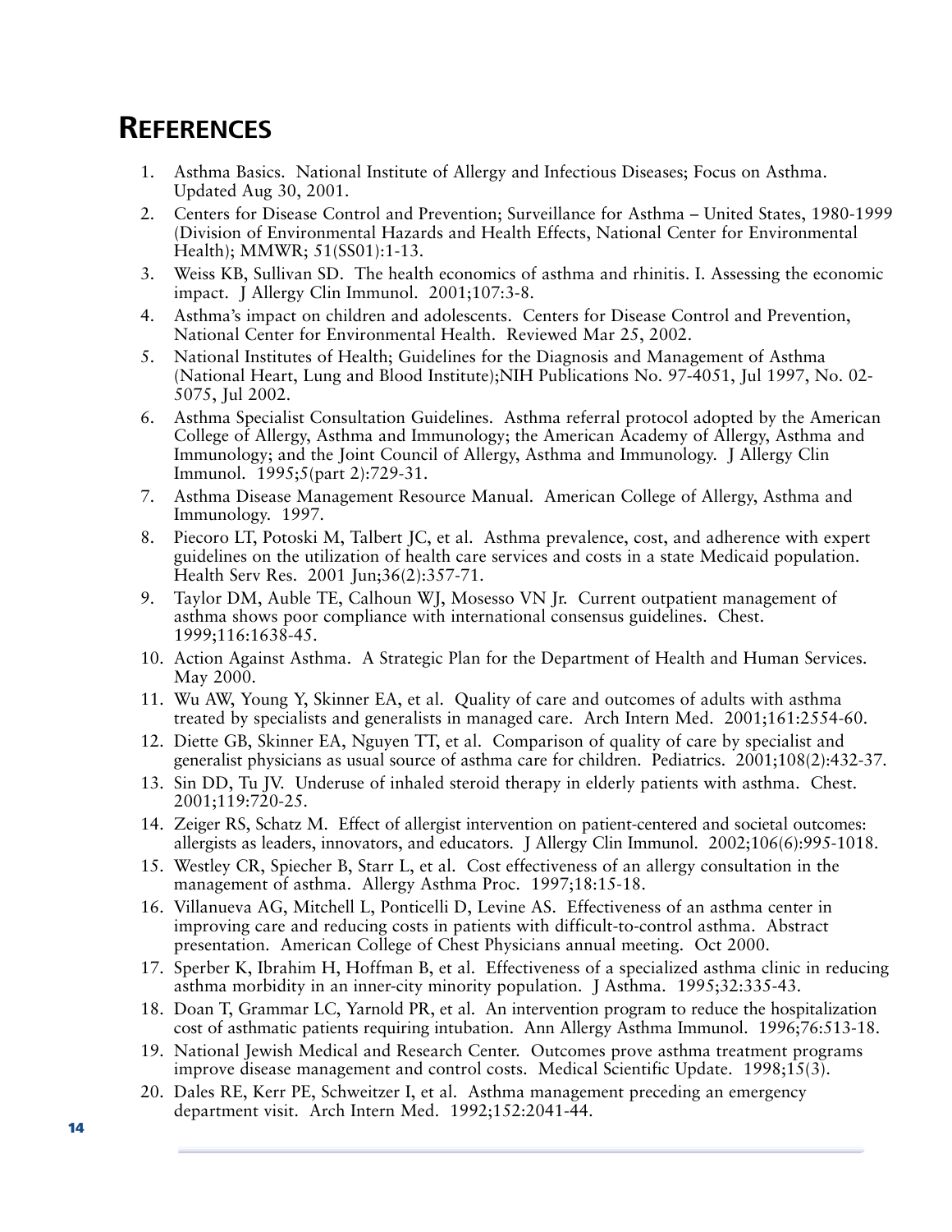# References

1. Asthma Basics. National Institute of Allergy and Infectious Diseases; Focus on Asthma. Updated Aug 30, 2001.
2. Centers for Disease Control and Prevention; Surveillance for Asthma – United States, 1980-1999 (Division of Environmental Hazards and Health Effects, National Center for Environmental Health); MMWR; 51(SS01):1-13.
3. Weiss KB, Sullivan SD. The health economics of asthma and rhinitis. I. Assessing the economic impact. J Allergy Clin Immunol. 2001;107:3-8.
4. Asthma's impact on children and adolescents. Centers for Disease Control and Prevention, National Center for Environmental Health. Reviewed Mar 25, 2002.
5. National Institutes of Health; Guidelines for the Diagnosis and Management of Asthma (National Heart, Lung and Blood Institute);NIH Publications No. 97-4051, Jul 1997, No. 02-5075, Jul 2002.
6. Asthma Specialist Consultation Guidelines. Asthma referral protocol adopted by the American College of Allergy, Asthma and Immunology; the American Academy of Allergy, Asthma and Immunology; and the Joint Council of Allergy, Asthma and Immunology. J Allergy Clin Immunol. 1995;5(part 2):729-31.
7. Asthma Disease Management Resource Manual. American College of Allergy, Asthma and Immunology. 1997.
8. Piecoro LT, Potoski M, Talbert JC, et al. Asthma prevalence, cost, and adherence with expert guidelines on the utilization of health care services and costs in a state Medicaid population. Health Serv Res. 2001 Jun;36(2):357-71.
9. Taylor DM, Auble TE, Calhoun WJ, Mosesso VN Jr. Current outpatient management of asthma shows poor compliance with international consensus guidelines. Chest. 1999;116:1638-45.
10. Action Against Asthma. A Strategic Plan for the Department of Health and Human Services. May 2000.
11. Wu AW, Young Y, Skinner EA, et al. Quality of care and outcomes of adults with asthma treated by specialists and generalists in managed care. Arch Intern Med. 2001;161:2554-60.
12. Diette GB, Skinner EA, Nguyen TT, et al. Comparison of quality of care by specialist and generalist physicians as usual source of asthma care for children. Pediatrics. 2001;108(2):432-37.
13. Sin DD, Tu JV. Underuse of inhaled steroid therapy in elderly patients with asthma. Chest. 2001;119:720-25.
14. Zeiger RS, Schatz M. Effect of allergist intervention on patient-centered and societal outcomes: allergists as leaders, innovators, and educators. J Allergy Clin Immunol. 2002;106(6):995-1018.
15. Westley CR, Spiecher B, Starr L, et al. Cost effectiveness of an allergy consultation in the management of asthma. Allergy Asthma Proc. 1997;18:15-18.
16. Villanueva AG, Mitchell L, Ponticelli D, Levine AS. Effectiveness of an asthma center in improving care and reducing costs in patients with difficult-to-control asthma. Abstract presentation. American College of Chest Physicians annual meeting. Oct 2000.
17. Sperber K, Ibrahim H, Hoffman B, et al. Effectiveness of a specialized asthma clinic in reducing asthma morbidity in an inner-city minority population. J Asthma. 1995;32:335-43.
18. Doan T, Grammar LC, Yarnold PR, et al. An intervention program to reduce the hospitalization cost of asthmatic patients requiring intubation. Ann Allergy Asthma Immunol. 1996;76:513-18.
19. National Jewish Medical and Research Center. Outcomes prove asthma treatment programs improve disease management and control costs. Medical Scientific Update. 1998;15(3).
20. Dales RE, Kerr PE, Schweitzer I, et al. Asthma management preceding an emergency department visit. Arch Intern Med. 1992;152:2041-44.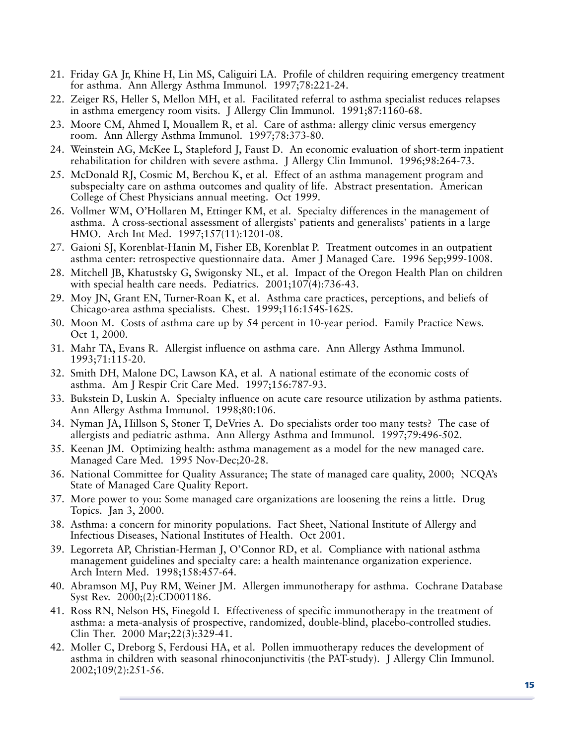21. Friday GA Jr, Khine H, Lin MS, Caliguiri LA. Profile of children requiring emergency treatment for asthma. Ann Allergy Asthma Immunol. 1997;78:221-24.
22. Zeiger RS, Heller S, Mellon MH, et al. Facilitated referral to asthma specialist reduces relapses in asthma emergency room visits. J Allergy Clin Immunol. 1991;87:1160-68.
23. Moore CM, Ahmed I, Mouallem R, et al. Care of asthma: allergy clinic versus emergency room. Ann Allergy Asthma Immunol. 1997;78:373-80.
24. Weinstein AG, McKee L, Stapleford J, Faust D. An economic evaluation of short-term inpatient rehabilitation for children with severe asthma. J Allergy Clin Immunol. 1996;98:264-73.
25. McDonald RJ, Cosmic M, Berchou K, et al. Effect of an asthma management program and subspecialty care on asthma outcomes and quality of life. Abstract presentation. American College of Chest Physicians annual meeting. Oct 1999.
26. Vollmer WM, O'Hollaren M, Ettinger KM, et al. Specialty differences in the management of asthma. A cross-sectional assessment of allergists' patients and generalists' patients in a large HMO. Arch Int Med. 1997;157(11):1201-08.
27. Gaioni SJ, Korenblat-Hanin M, Fisher EB, Korenblat P. Treatment outcomes in an outpatient asthma center: retrospective questionnaire data. Amer J Managed Care. 1996 Sep;999-1008.
28. Mitchell JB, Khatustsky G, Swigonsky NL, et al. Impact of the Oregon Health Plan on children with special health care needs. Pediatrics. 2001;107(4):736-43.
29. Moy JN, Grant EN, Turner-Roan K, et al. Asthma care practices, perceptions, and beliefs of Chicago-area asthma specialists. Chest. 1999;116:154S-162S.
30. Moon M. Costs of asthma care up by 54 percent in 10-year period. Family Practice News. Oct 1, 2000.
31. Mahr TA, Evans R. Allergist influence on asthma care. Ann Allergy Asthma Immunol. 1993;71:115-20.
32. Smith DH, Malone DC, Lawson KA, et al. A national estimate of the economic costs of asthma. Am J Respir Crit Care Med. 1997;156:787-93.
33. Bukstein D, Luskin A. Specialty influence on acute care resource utilization by asthma patients. Ann Allergy Asthma Immunol. 1998;80:106.
34. Nyman JA, Hillson S, Stoner T, DeVries A. Do specialists order too many tests? The case of allergists and pediatric asthma. Ann Allergy Asthma and Immunol. 1997;79:496-502.
35. Keenan JM. Optimizing health: asthma management as a model for the new managed care. Managed Care Med. 1995 Nov-Dec;20-28.
36. National Committee for Quality Assurance; The state of managed care quality, 2000; NCQA's State of Managed Care Quality Report.
37. More power to you: Some managed care organizations are loosening the reins a little. Drug Topics. Jan 3, 2000.
38. Asthma: a concern for minority populations. Fact Sheet, National Institute of Allergy and Infectious Diseases, National Institutes of Health. Oct 2001.
39. Legorreta AP, Christian-Herman J, O'Connor RD, et al. Compliance with national asthma management guidelines and specialty care: a health maintenance organization experience. Arch Intern Med. 1998;158:457-64.
40. Abramson MJ, Puy RM, Weiner JM. Allergen immunotherapy for asthma. Cochrane Database Syst Rev. 2000;(2):CD001186.
41. Ross RN, Nelson HS, Finegold I. Effectiveness of specific immunotherapy in the treatment of asthma: a meta-analysis of prospective, randomized, double-blind, placebo-controlled studies. Clin Ther. 2000 Mar;22(3):329-41.
42. Moller C, Dreborg S, Ferdousi HA, et al. Pollen immuotherapy reduces the development of asthma in children with seasonal rhinoconjunctivitis (the PAT-study). J Allergy Clin Immunol. 2002;109(2):251-56.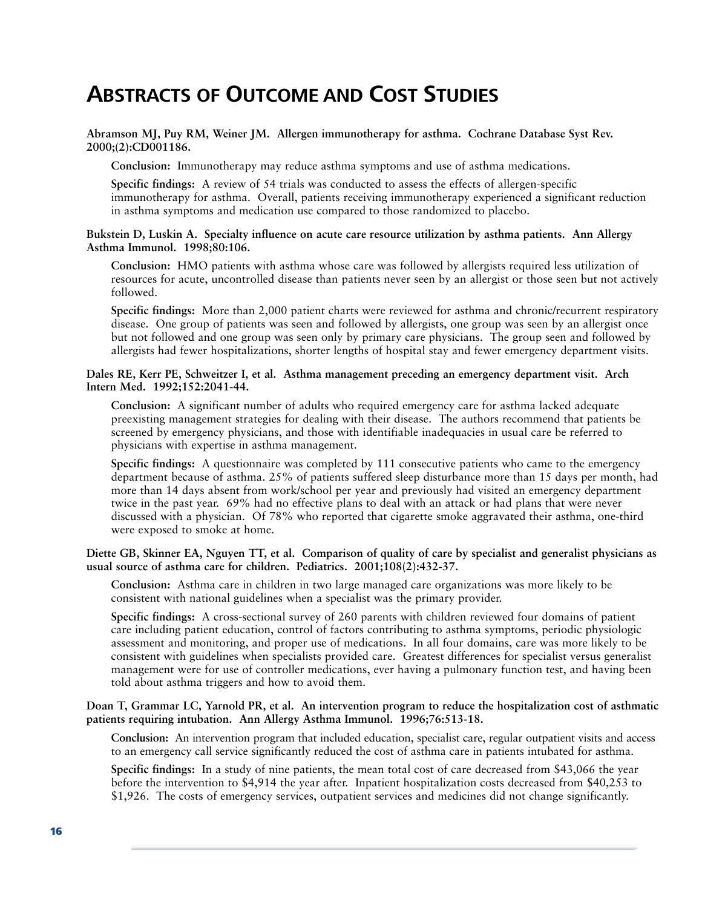# Abstracts of Outcome and Cost Studies

**Abramson MJ, Puy RM, Weiner JM. Allergen immunotherapy for asthma. Cochrane Database Syst Rev. 2000;(2):CD001186.**

**Conclusion:** Immunotherapy may reduce asthma symptoms and use of asthma medications.

**Specific findings:** A review of 54 trials was conducted to assess the effects of allergen-specific immunotherapy for asthma. Overall, patients receiving immunotherapy experienced a significant reduction in asthma symptoms and medication use compared to those randomized to placebo.

**Bukstein D, Luskin A. Specialty influence on acute care resource utilization by asthma patients. Ann Allergy Asthma Immunol. 1998;80:106.**

**Conclusion:** HMO patients with asthma whose care was followed by allergists required less utilization of resources for acute, uncontrolled disease than patients never seen by an allergist or those seen but not actively followed.

**Specific findings:** More than 2,000 patient charts were reviewed for asthma and chronic/recurrent respiratory disease. One group of patients was seen and followed by allergists, one group was seen by an allergist once but not followed and one group was seen only by primary care physicians. The group seen and followed by allergists had fewer hospitalizations, shorter lengths of hospital stay and fewer emergency department visits.

**Dales RE, Kerr PE, Schweitzer I, et al. Asthma management preceding an emergency department visit. Arch Intern Med. 1992;152:2041-44.**

**Conclusion:** A significant number of adults who required emergency care for asthma lacked adequate preexisting management strategies for dealing with their disease. The authors recommend that patients be screened by emergency physicians, and those with identifiable inadequacies in usual care be referred to physicians with expertise in asthma management.

**Specific findings:** A questionnaire was completed by 111 consecutive patients who came to the emergency department because of asthma. 25% of patients suffered sleep disturbance more than 15 days per month, had more than 14 days absent from work/school per year and previously had visited an emergency department twice in the past year. 69% had no effective plans to deal with an attack or had plans that were never discussed with a physician. Of 78% who reported that cigarette smoke aggravated their asthma, one-third were exposed to smoke at home.

**Diette GB, Skinner EA, Nguyen TT, et al. Comparison of quality of care by specialist and generalist physicians as usual source of asthma care for children. Pediatrics. 2001;108(2):432-37.**

**Conclusion:** Asthma care in children in two large managed care organizations was more likely to be consistent with national guidelines when a specialist was the primary provider.

**Specific findings:** A cross-sectional survey of 260 parents with children reviewed four domains of patient care including patient education, control of factors contributing to asthma symptoms, periodic physiologic assessment and monitoring, and proper use of medications. In all four domains, care was more likely to be consistent with guidelines when specialists provided care. Greatest differences for specialist versus generalist management were for use of controller medications, ever having a pulmonary function test, and having been told about asthma triggers and how to avoid them.

**Doan T, Grammar LC, Yarnold PR, et al. An intervention program to reduce the hospitalization cost of asthmatic patients requiring intubation. Ann Allergy Asthma Immunol. 1996;76:513-18.**

**Conclusion:** An intervention program that included education, specialist care, regular outpatient visits and access to an emergency call service significantly reduced the cost of asthma care in patients intubated for asthma.

**Specific findings:** In a study of nine patients, the mean total cost of care decreased from $43,066 the year before the intervention to $4,914 the year after. Inpatient hospitalization costs decreased from $40,253 to $1,926. The costs of emergency services, outpatient services and medicines did not change significantly.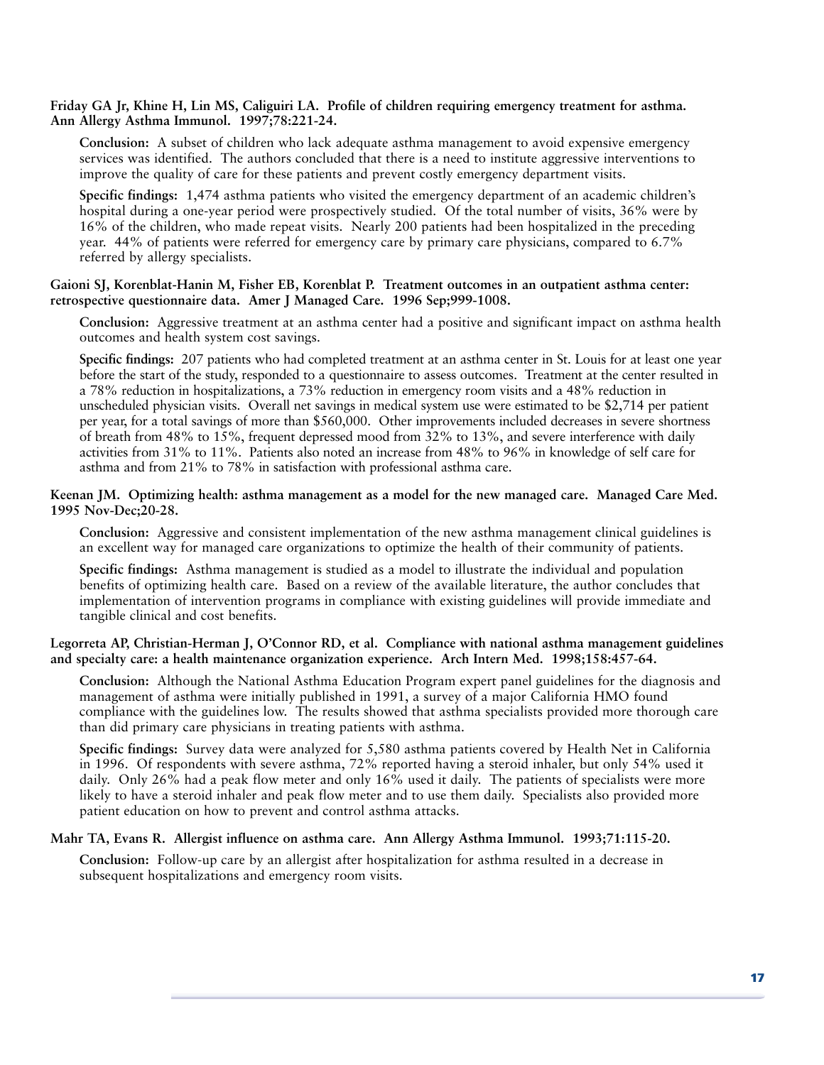**Friday GA Jr, Khine H, Lin MS, Caliguiri LA. Profile of children requiring emergency treatment for asthma. Ann Allergy Asthma Immunol. 1997;78:221-24.**

**Conclusion:** A subset of children who lack adequate asthma management to avoid expensive emergency services was identified. The authors concluded that there is a need to institute aggressive interventions to improve the quality of care for these patients and prevent costly emergency department visits.

**Specific findings:** 1,474 asthma patients who visited the emergency department of an academic children's hospital during a one-year period were prospectively studied. Of the total number of visits, 36% were by 16% of the children, who made repeat visits. Nearly 200 patients had been hospitalized in the preceding year. 44% of patients were referred for emergency care by primary care physicians, compared to 6.7% referred by allergy specialists.

**Gaioni SJ, Korenblat-Hanin M, Fisher EB, Korenblat P. Treatment outcomes in an outpatient asthma center: retrospective questionnaire data. Amer J Managed Care. 1996 Sep;999-1008.**

**Conclusion:** Aggressive treatment at an asthma center had a positive and significant impact on asthma health outcomes and health system cost savings.

**Specific findings:** 207 patients who had completed treatment at an asthma center in St. Louis for at least one year before the start of the study, responded to a questionnaire to assess outcomes. Treatment at the center resulted in a 78% reduction in hospitalizations, a 73% reduction in emergency room visits and a 48% reduction in unscheduled physician visits. Overall net savings in medical system use were estimated to be $2,714 per patient per year, for a total savings of more than $560,000. Other improvements included decreases in severe shortness of breath from 48% to 15%, frequent depressed mood from 32% to 13%, and severe interference with daily activities from 31% to 11%. Patients also noted an increase from 48% to 96% in knowledge of self care for asthma and from 21% to 78% in satisfaction with professional asthma care.

**Keenan JM. Optimizing health: asthma management as a model for the new managed care. Managed Care Med. 1995 Nov-Dec;20-28.**

**Conclusion:** Aggressive and consistent implementation of the new asthma management clinical guidelines is an excellent way for managed care organizations to optimize the health of their community of patients.

**Specific findings:** Asthma management is studied as a model to illustrate the individual and population benefits of optimizing health care. Based on a review of the available literature, the author concludes that implementation of intervention programs in compliance with existing guidelines will provide immediate and tangible clinical and cost benefits.

**Legorreta AP, Christian-Herman J, O'Connor RD, et al. Compliance with national asthma management guidelines and specialty care: a health maintenance organization experience. Arch Intern Med. 1998;158:457-64.**

**Conclusion:** Although the National Asthma Education Program expert panel guidelines for the diagnosis and management of asthma were initially published in 1991, a survey of a major California HMO found compliance with the guidelines low. The results showed that asthma specialists provided more thorough care than did primary care physicians in treating patients with asthma.

**Specific findings:** Survey data were analyzed for 5,580 asthma patients covered by Health Net in California in 1996. Of respondents with severe asthma, 72% reported having a steroid inhaler, but only 54% used it daily. Only 26% had a peak flow meter and only 16% used it daily. The patients of specialists were more likely to have a steroid inhaler and peak flow meter and to use them daily. Specialists also provided more patient education on how to prevent and control asthma attacks.

**Mahr TA, Evans R. Allergist influence on asthma care. Ann Allergy Asthma Immunol. 1993;71:115-20.**

**Conclusion:** Follow-up care by an allergist after hospitalization for asthma resulted in a decrease in subsequent hospitalizations and emergency room visits.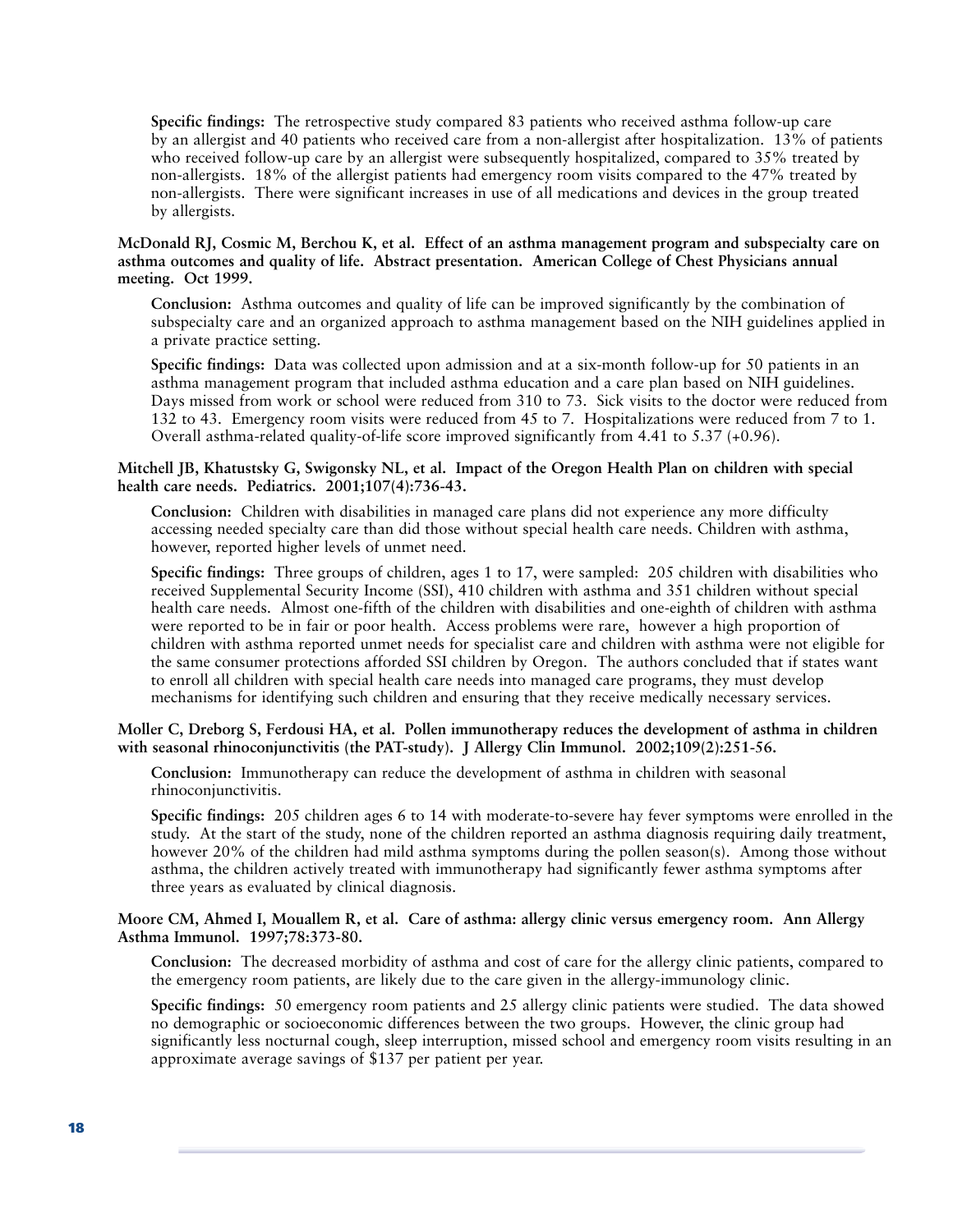**Specific findings:** The retrospective study compared 83 patients who received asthma follow-up care by an allergist and 40 patients who received care from a non-allergist after hospitalization. 13% of patients who received follow-up care by an allergist were subsequently hospitalized, compared to 35% treated by non-allergists. 18% of the allergist patients had emergency room visits compared to the 47% treated by non-allergists. There were significant increases in use of all medications and devices in the group treated by allergists.

**McDonald RJ, Cosmic M, Berchou K, et al. Effect of an asthma management program and subspecialty care on asthma outcomes and quality of life. Abstract presentation. American College of Chest Physicians annual meeting. Oct 1999.**

**Conclusion:** Asthma outcomes and quality of life can be improved significantly by the combination of subspecialty care and an organized approach to asthma management based on the NIH guidelines applied in a private practice setting.

**Specific findings:** Data was collected upon admission and at a six-month follow-up for 50 patients in an asthma management program that included asthma education and a care plan based on NIH guidelines. Days missed from work or school were reduced from 310 to 73. Sick visits to the doctor were reduced from 132 to 43. Emergency room visits were reduced from 45 to 7. Hospitalizations were reduced from 7 to 1. Overall asthma-related quality-of-life score improved significantly from 4.41 to 5.37 (+0.96).

**Mitchell JB, Khatustsky G, Swigonsky NL, et al. Impact of the Oregon Health Plan on children with special health care needs. Pediatrics. 2001;107(4):736-43.**

**Conclusion:** Children with disabilities in managed care plans did not experience any more difficulty accessing needed specialty care than did those without special health care needs. Children with asthma, however, reported higher levels of unmet need.

**Specific findings:** Three groups of children, ages 1 to 17, were sampled: 205 children with disabilities who received Supplemental Security Income (SSI), 410 children with asthma and 351 children without special health care needs. Almost one-fifth of the children with disabilities and one-eighth of children with asthma were reported to be in fair or poor health. Access problems were rare, however a high proportion of children with asthma reported unmet needs for specialist care and children with asthma were not eligible for the same consumer protections afforded SSI children by Oregon. The authors concluded that if states want to enroll all children with special health care needs into managed care programs, they must develop mechanisms for identifying such children and ensuring that they receive medically necessary services.

**Moller C, Dreborg S, Ferdousi HA, et al. Pollen immunotherapy reduces the development of asthma in children with seasonal rhinoconjunctivitis (the PAT-study). J Allergy Clin Immunol. 2002;109(2):251-56.**

**Conclusion:** Immunotherapy can reduce the development of asthma in children with seasonal rhinoconjunctivitis.

**Specific findings:** 205 children ages 6 to 14 with moderate-to-severe hay fever symptoms were enrolled in the study. At the start of the study, none of the children reported an asthma diagnosis requiring daily treatment, however 20% of the children had mild asthma symptoms during the pollen season(s). Among those without asthma, the children actively treated with immunotherapy had significantly fewer asthma symptoms after three years as evaluated by clinical diagnosis.

**Moore CM, Ahmed I, Mouallem R, et al. Care of asthma: allergy clinic versus emergency room. Ann Allergy Asthma Immunol. 1997;78:373-80.**

**Conclusion:** The decreased morbidity of asthma and cost of care for the allergy clinic patients, compared to the emergency room patients, are likely due to the care given in the allergy-immunology clinic.

**Specific findings:** 50 emergency room patients and 25 allergy clinic patients were studied. The data showed no demographic or socioeconomic differences between the two groups. However, the clinic group had significantly less nocturnal cough, sleep interruption, missed school and emergency room visits resulting in an approximate average savings of $137 per patient per year.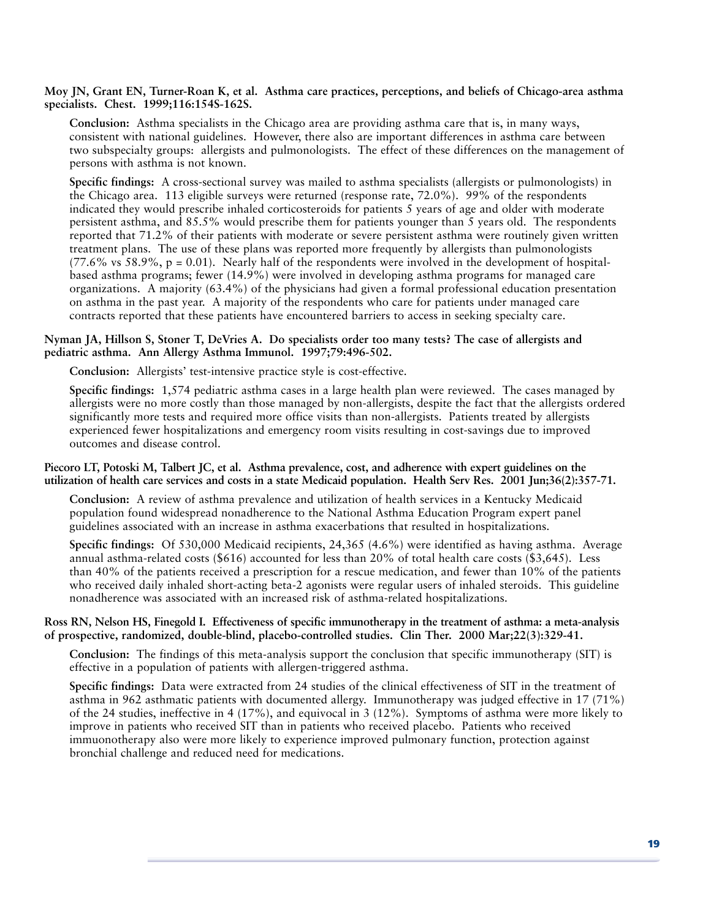**Moy JN, Grant EN, Turner-Roan K, et al. Asthma care practices, perceptions, and beliefs of Chicago-area asthma specialists. Chest. 1999;116:154S-162S.**

**Conclusion:** Asthma specialists in the Chicago area are providing asthma care that is, in many ways, consistent with national guidelines. However, there also are important differences in asthma care between two subspecialty groups: allergists and pulmonologists. The effect of these differences on the management of persons with asthma is not known.

**Specific findings:** A cross-sectional survey was mailed to asthma specialists (allergists or pulmonologists) in the Chicago area. 113 eligible surveys were returned (response rate, 72.0%). 99% of the respondents indicated they would prescribe inhaled corticosteroids for patients 5 years of age and older with moderate persistent asthma, and 85.5% would prescribe them for patients younger than 5 years old. The respondents reported that 71.2% of their patients with moderate or severe persistent asthma were routinely given written treatment plans. The use of these plans was reported more frequently by allergists than pulmonologists (77.6% vs 58.9%, $p = 0.01$). Nearly half of the respondents were involved in the development of hospital-based asthma programs; fewer (14.9%) were involved in developing asthma programs for managed care organizations. A majority (63.4%) of the physicians had given a formal professional education presentation on asthma in the past year. A majority of the respondents who care for patients under managed care contracts reported that these patients have encountered barriers to access in seeking specialty care.

**Nyman JA, Hillson S, Stoner T, DeVries A. Do specialists order too many tests? The case of allergists and pediatric asthma. Ann Allergy Asthma Immunol. 1997;79:496-502.**

**Conclusion:** Allergists' test-intensive practice style is cost-effective.

**Specific findings:** 1,574 pediatric asthma cases in a large health plan were reviewed. The cases managed by allergists were no more costly than those managed by non-allergists, despite the fact that the allergists ordered significantly more tests and required more office visits than non-allergists. Patients treated by allergists experienced fewer hospitalizations and emergency room visits resulting in cost-savings due to improved outcomes and disease control.

**Piecoro LT, Potoski M, Talbert JC, et al. Asthma prevalence, cost, and adherence with expert guidelines on the utilization of health care services and costs in a state Medicaid population. Health Serv Res. 2001 Jun;36(2):357-71.**

**Conclusion:** A review of asthma prevalence and utilization of health services in a Kentucky Medicaid population found widespread nonadherence to the National Asthma Education Program expert panel guidelines associated with an increase in asthma exacerbations that resulted in hospitalizations.

**Specific findings:** Of 530,000 Medicaid recipients, 24,365 (4.6%) were identified as having asthma. Average annual asthma-related costs ($616) accounted for less than 20% of total health care costs ($3,645). Less than 40% of the patients received a prescription for a rescue medication, and fewer than 10% of the patients who received daily inhaled short-acting beta-2 agonists were regular users of inhaled steroids. This guideline nonadherence was associated with an increased risk of asthma-related hospitalizations.

**Ross RN, Nelson HS, Finegold I. Effectiveness of specific immunotherapy in the treatment of asthma: a meta-analysis of prospective, randomized, double-blind, placebo-controlled studies. Clin Ther. 2000 Mar;22(3):329-41.**

**Conclusion:** The findings of this meta-analysis support the conclusion that specific immunotherapy (SIT) is effective in a population of patients with allergen-triggered asthma.

**Specific findings:** Data were extracted from 24 studies of the clinical effectiveness of SIT in the treatment of asthma in 962 asthmatic patients with documented allergy. Immunotherapy was judged effective in 17 (71%) of the 24 studies, ineffective in 4 (17%), and equivocal in 3 (12%). Symptoms of asthma were more likely to improve in patients who received SIT than in patients who received placebo. Patients who received immuonotherapy also were more likely to experience improved pulmonary function, protection against bronchial challenge and reduced need for medications.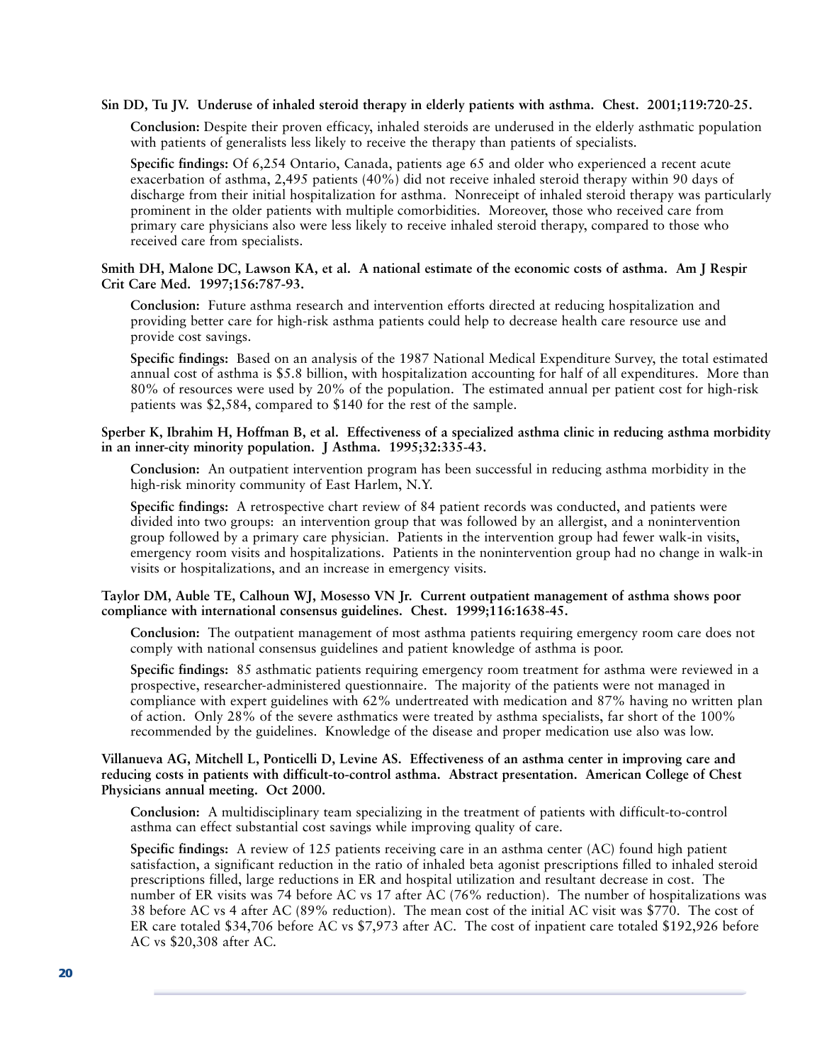**Sin DD, Tu JV. Underuse of inhaled steroid therapy in elderly patients with asthma. Chest. 2001;119:720-25.**

**Conclusion:** Despite their proven efficacy, inhaled steroids are underused in the elderly asthmatic population with patients of generalists less likely to receive the therapy than patients of specialists.

**Specific findings:** Of 6,254 Ontario, Canada, patients age 65 and older who experienced a recent acute exacerbation of asthma, 2,495 patients (40%) did not receive inhaled steroid therapy within 90 days of discharge from their initial hospitalization for asthma. Nonreceipt of inhaled steroid therapy was particularly prominent in the older patients with multiple comorbidities. Moreover, those who received care from primary care physicians also were less likely to receive inhaled steroid therapy, compared to those who received care from specialists.

**Smith DH, Malone DC, Lawson KA, et al. A national estimate of the economic costs of asthma. Am J Respir Crit Care Med. 1997;156:787-93.**

**Conclusion:** Future asthma research and intervention efforts directed at reducing hospitalization and providing better care for high-risk asthma patients could help to decrease health care resource use and provide cost savings.

**Specific findings:** Based on an analysis of the 1987 National Medical Expenditure Survey, the total estimated annual cost of asthma is $5.8 billion, with hospitalization accounting for half of all expenditures. More than 80% of resources were used by 20% of the population. The estimated annual per patient cost for high-risk patients was $2,584, compared to $140 for the rest of the sample.

**Sperber K, Ibrahim H, Hoffman B, et al. Effectiveness of a specialized asthma clinic in reducing asthma morbidity in an inner-city minority population. J Asthma. 1995;32:335-43.**

**Conclusion:** An outpatient intervention program has been successful in reducing asthma morbidity in the high-risk minority community of East Harlem, N.Y.

**Specific findings:** A retrospective chart review of 84 patient records was conducted, and patients were divided into two groups: an intervention group that was followed by an allergist, and a nonintervention group followed by a primary care physician. Patients in the intervention group had fewer walk-in visits, emergency room visits and hospitalizations. Patients in the nonintervention group had no change in walk-in visits or hospitalizations, and an increase in emergency visits.

**Taylor DM, Auble TE, Calhoun WJ, Mosesso VN Jr. Current outpatient management of asthma shows poor compliance with international consensus guidelines. Chest. 1999;116:1638-45.**

**Conclusion:** The outpatient management of most asthma patients requiring emergency room care does not comply with national consensus guidelines and patient knowledge of asthma is poor.

**Specific findings:** 85 asthmatic patients requiring emergency room treatment for asthma were reviewed in a prospective, researcher-administered questionnaire. The majority of the patients were not managed in compliance with expert guidelines with 62% undertreated with medication and 87% having no written plan of action. Only 28% of the severe asthmatics were treated by asthma specialists, far short of the 100% recommended by the guidelines. Knowledge of the disease and proper medication use also was low.

**Villanueva AG, Mitchell L, Ponticelli D, Levine AS. Effectiveness of an asthma center in improving care and reducing costs in patients with difficult-to-control asthma. Abstract presentation. American College of Chest Physicians annual meeting. Oct 2000.**

**Conclusion:** A multidisciplinary team specializing in the treatment of patients with difficult-to-control asthma can effect substantial cost savings while improving quality of care.

**Specific findings:** A review of 125 patients receiving care in an asthma center (AC) found high patient satisfaction, a significant reduction in the ratio of inhaled beta agonist prescriptions filled to inhaled steroid prescriptions filled, large reductions in ER and hospital utilization and resultant decrease in cost. The number of ER visits was 74 before AC vs 17 after AC (76% reduction). The number of hospitalizations was 38 before AC vs 4 after AC (89% reduction). The mean cost of the initial AC visit was $770. The cost of ER care totaled $34,706 before AC vs $7,973 after AC. The cost of inpatient care totaled $192,926 before AC vs $20,308 after AC.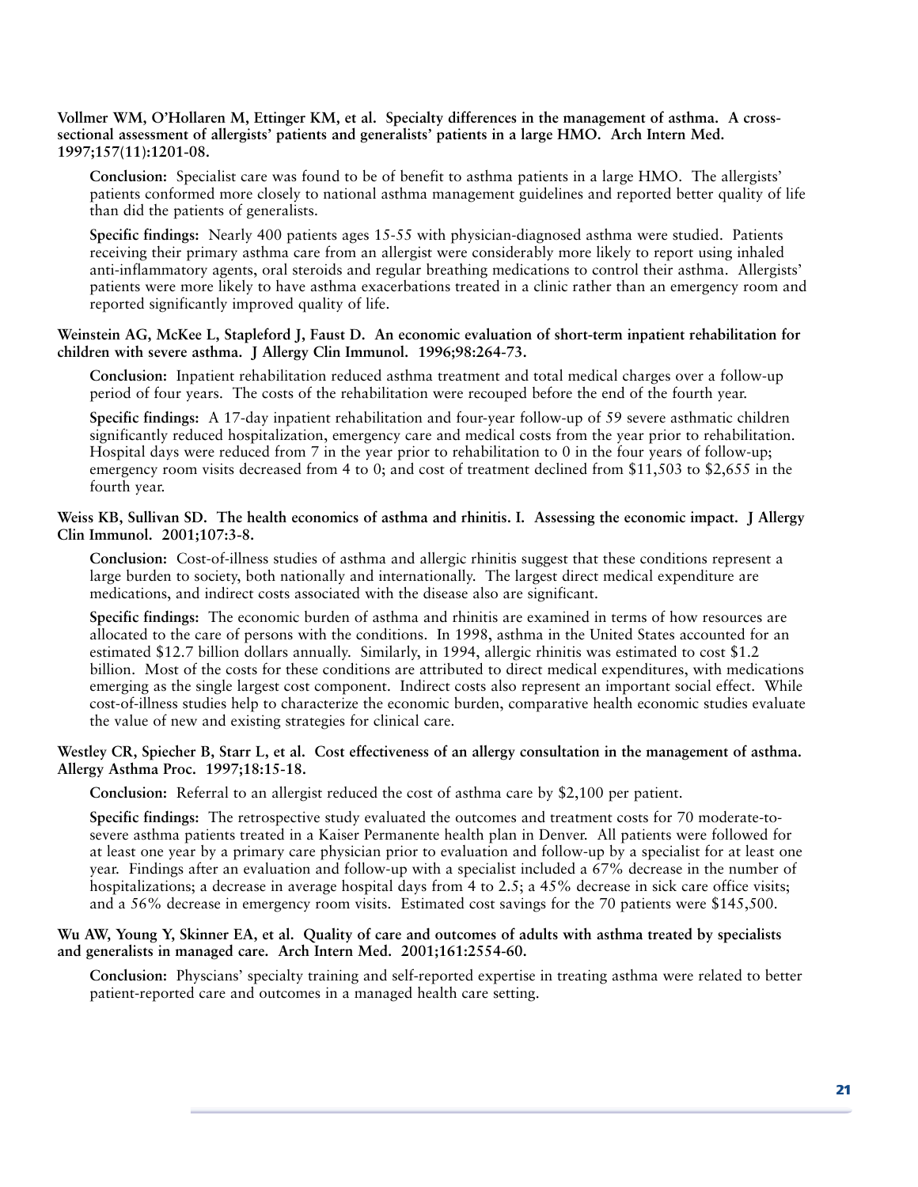**Vollmer WM, O'Hollaren M, Ettinger KM, et al. Specialty differences in the management of asthma. A cross-sectional assessment of allergists' patients and generalists' patients in a large HMO. Arch Intern Med. 1997;157(11):1201-08.**

**Conclusion:** Specialist care was found to be of benefit to asthma patients in a large HMO. The allergists' patients conformed more closely to national asthma management guidelines and reported better quality of life than did the patients of generalists.

**Specific findings:** Nearly 400 patients ages 15-55 with physician-diagnosed asthma were studied. Patients receiving their primary asthma care from an allergist were considerably more likely to report using inhaled anti-inflammatory agents, oral steroids and regular breathing medications to control their asthma. Allergists' patients were more likely to have asthma exacerbations treated in a clinic rather than an emergency room and reported significantly improved quality of life.

**Weinstein AG, McKee L, Stapleford J, Faust D. An economic evaluation of short-term inpatient rehabilitation for children with severe asthma. J Allergy Clin Immunol. 1996;98:264-73.**

**Conclusion:** Inpatient rehabilitation reduced asthma treatment and total medical charges over a follow-up period of four years. The costs of the rehabilitation were recouped before the end of the fourth year.

**Specific findings:** A 17-day inpatient rehabilitation and four-year follow-up of 59 severe asthmatic children significantly reduced hospitalization, emergency care and medical costs from the year prior to rehabilitation. Hospital days were reduced from 7 in the year prior to rehabilitation to 0 in the four years of follow-up; emergency room visits decreased from 4 to 0; and cost of treatment declined from $11,503 to $2,655 in the fourth year.

**Weiss KB, Sullivan SD. The health economics of asthma and rhinitis. I. Assessing the economic impact. J Allergy Clin Immunol. 2001;107:3-8.**

**Conclusion:** Cost-of-illness studies of asthma and allergic rhinitis suggest that these conditions represent a large burden to society, both nationally and internationally. The largest direct medical expenditure are medications, and indirect costs associated with the disease also are significant.

**Specific findings:** The economic burden of asthma and rhinitis are examined in terms of how resources are allocated to the care of persons with the conditions. In 1998, asthma in the United States accounted for an estimated $12.7 billion dollars annually. Similarly, in 1994, allergic rhinitis was estimated to cost $1.2 billion. Most of the costs for these conditions are attributed to direct medical expenditures, with medications emerging as the single largest cost component. Indirect costs also represent an important social effect. While cost-of-illness studies help to characterize the economic burden, comparative health economic studies evaluate the value of new and existing strategies for clinical care.

**Westley CR, Spiecher B, Starr L, et al. Cost effectiveness of an allergy consultation in the management of asthma. Allergy Asthma Proc. 1997;18:15-18.**

**Conclusion:** Referral to an allergist reduced the cost of asthma care by $2,100 per patient.

**Specific findings:** The retrospective study evaluated the outcomes and treatment costs for 70 moderate-to-severe asthma patients treated in a Kaiser Permanente health plan in Denver. All patients were followed for at least one year by a primary care physician prior to evaluation and follow-up by a specialist for at least one year. Findings after an evaluation and follow-up with a specialist included a 67% decrease in the number of hospitalizations; a decrease in average hospital days from 4 to 2.5; a 45% decrease in sick care office visits; and a 56% decrease in emergency room visits. Estimated cost savings for the 70 patients were $145,500.

**Wu AW, Young Y, Skinner EA, et al. Quality of care and outcomes of adults with asthma treated by specialists and generalists in managed care. Arch Intern Med. 2001;161:2554-60.**

**Conclusion:** Physcians' specialty training and self-reported expertise in treating asthma were related to better patient-reported care and outcomes in a managed health care setting.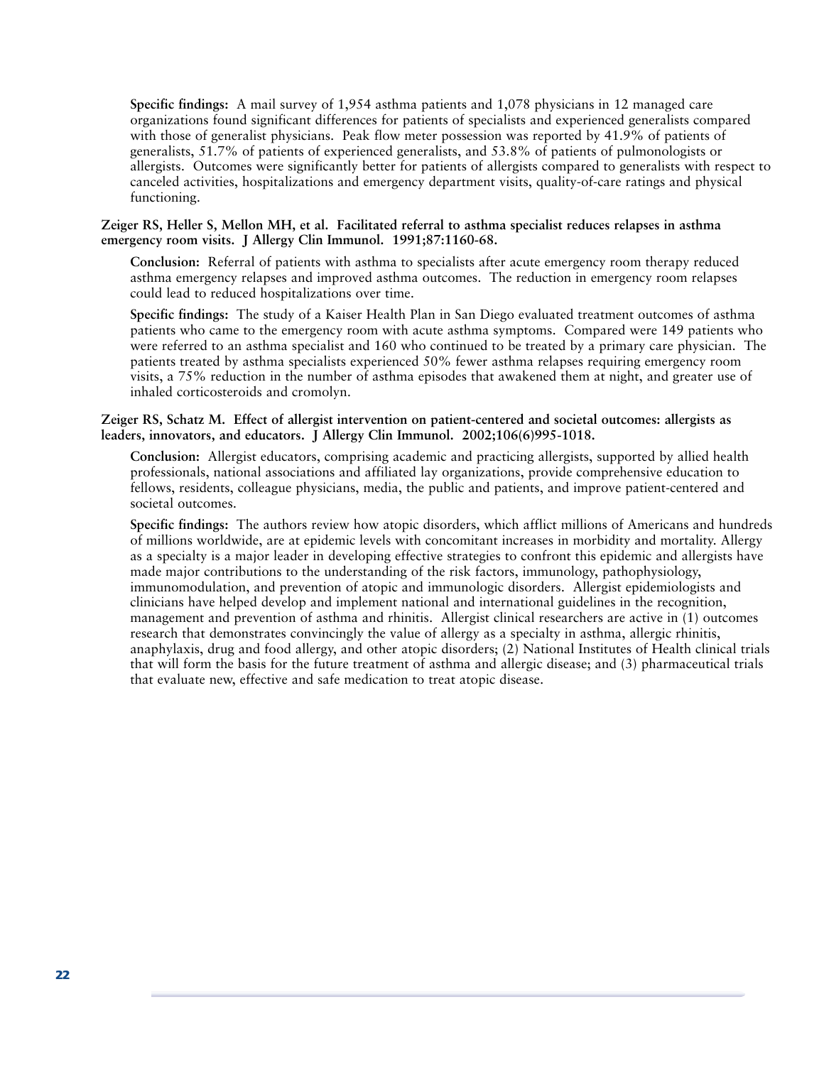**Specific findings:** A mail survey of 1,954 asthma patients and 1,078 physicians in 12 managed care organizations found significant differences for patients of specialists and experienced generalists compared with those of generalist physicians. Peak flow meter possession was reported by 41.9% of patients of generalists, 51.7% of patients of experienced generalists, and 53.8% of patients of pulmonologists or allergists. Outcomes were significantly better for patients of allergists compared to generalists with respect to canceled activities, hospitalizations and emergency department visits, quality-of-care ratings and physical functioning.

**Zeiger RS, Heller S, Mellon MH, et al. Facilitated referral to asthma specialist reduces relapses in asthma emergency room visits. J Allergy Clin Immunol. 1991;87:1160-68.**

**Conclusion:** Referral of patients with asthma to specialists after acute emergency room therapy reduced asthma emergency relapses and improved asthma outcomes. The reduction in emergency room relapses could lead to reduced hospitalizations over time.

**Specific findings:** The study of a Kaiser Health Plan in San Diego evaluated treatment outcomes of asthma patients who came to the emergency room with acute asthma symptoms. Compared were 149 patients who were referred to an asthma specialist and 160 who continued to be treated by a primary care physician. The patients treated by asthma specialists experienced 50% fewer asthma relapses requiring emergency room visits, a 75% reduction in the number of asthma episodes that awakened them at night, and greater use of inhaled corticosteroids and cromolyn.

**Zeiger RS, Schatz M. Effect of allergist intervention on patient-centered and societal outcomes: allergists as leaders, innovators, and educators. J Allergy Clin Immunol. 2002;106(6)995-1018.**

**Conclusion:** Allergist educators, comprising academic and practicing allergists, supported by allied health professionals, national associations and affiliated lay organizations, provide comprehensive education to fellows, residents, colleague physicians, media, the public and patients, and improve patient-centered and societal outcomes.

**Specific findings:** The authors review how atopic disorders, which afflict millions of Americans and hundreds of millions worldwide, are at epidemic levels with concomitant increases in morbidity and mortality. Allergy as a specialty is a major leader in developing effective strategies to confront this epidemic and allergists have made major contributions to the understanding of the risk factors, immunology, pathophysiology, immunomodulation, and prevention of atopic and immunologic disorders. Allergist epidemiologists and clinicians have helped develop and implement national and international guidelines in the recognition, management and prevention of asthma and rhinitis. Allergist clinical researchers are active in (1) outcomes research that demonstrates convincingly the value of allergy as a specialty in asthma, allergic rhinitis, anaphylaxis, drug and food allergy, and other atopic disorders; (2) National Institutes of Health clinical trials that will form the basis for the future treatment of asthma and allergic disease; and (3) pharmaceutical trials that evaluate new, effective and safe medication to treat atopic disease.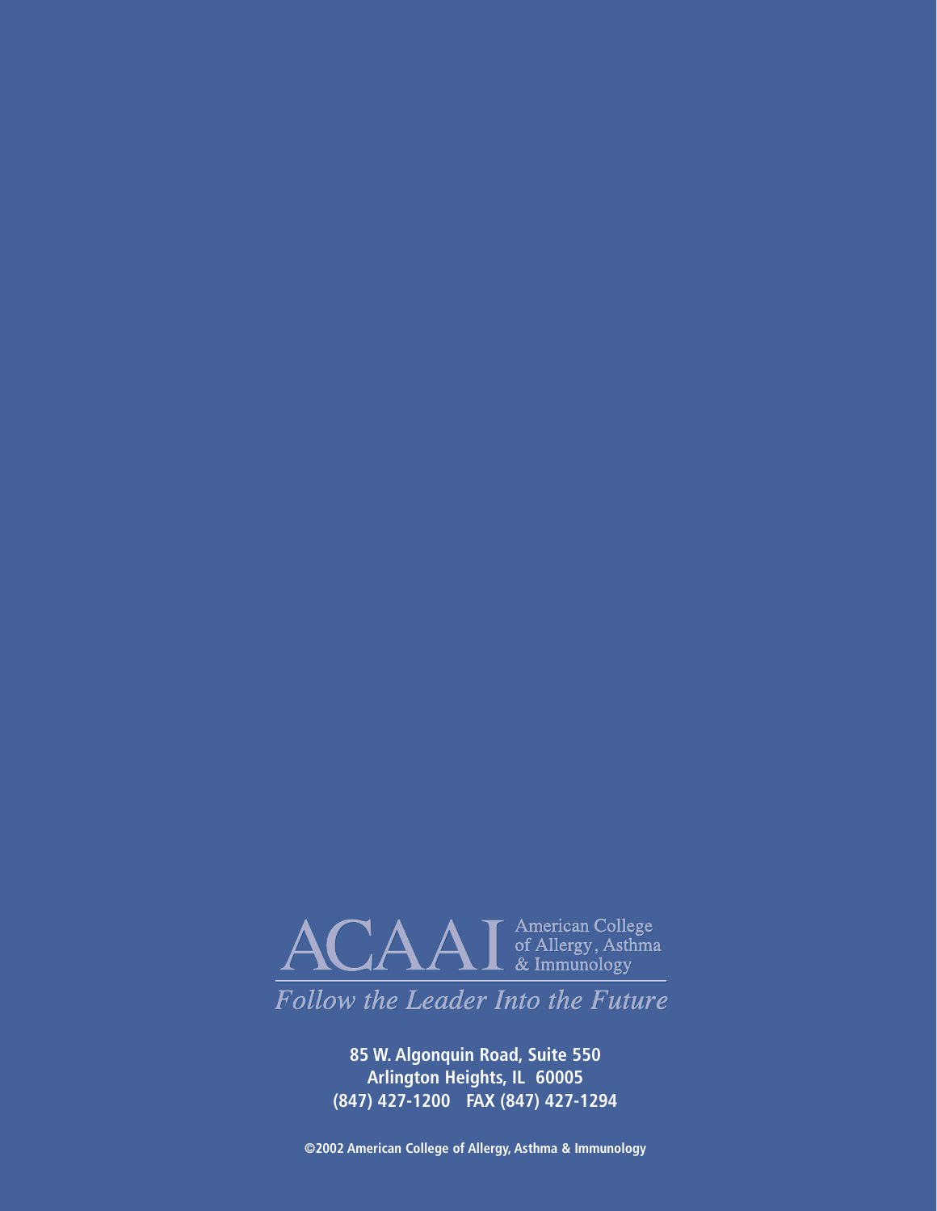ACAAI American College of Allergy, Asthma & Immunology

*Follow the Leader Into the Future*

**85 W. Algonquin Road, Suite 550**
**Arlington Heights, IL 60005**
**(847) 427-1200 FAX (847) 427-1294**

**©2002 American College of Allergy, Asthma & Immunology**